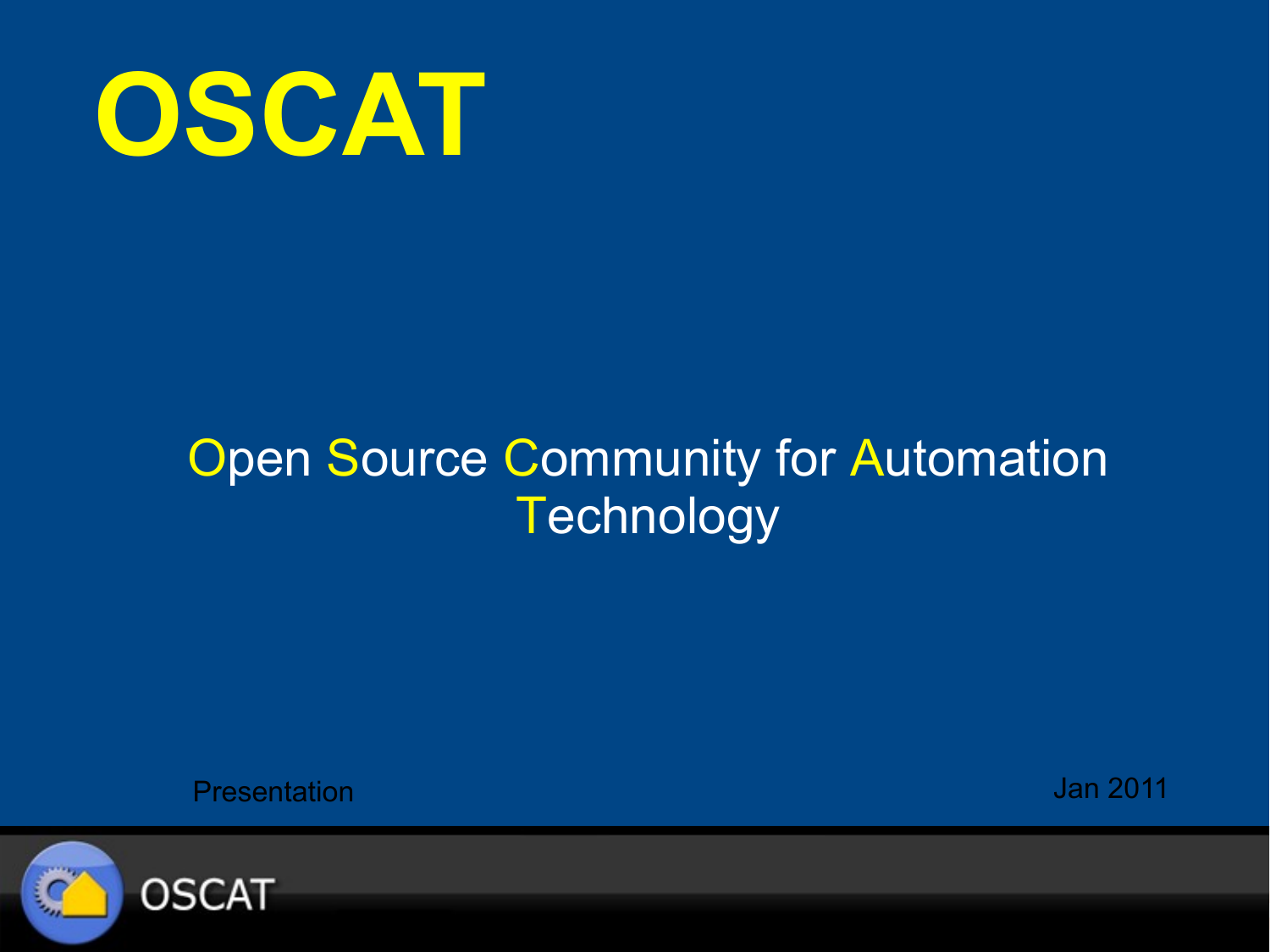# OSCAT

Open Source Community for Automation Technology

Presentation

Jan 2011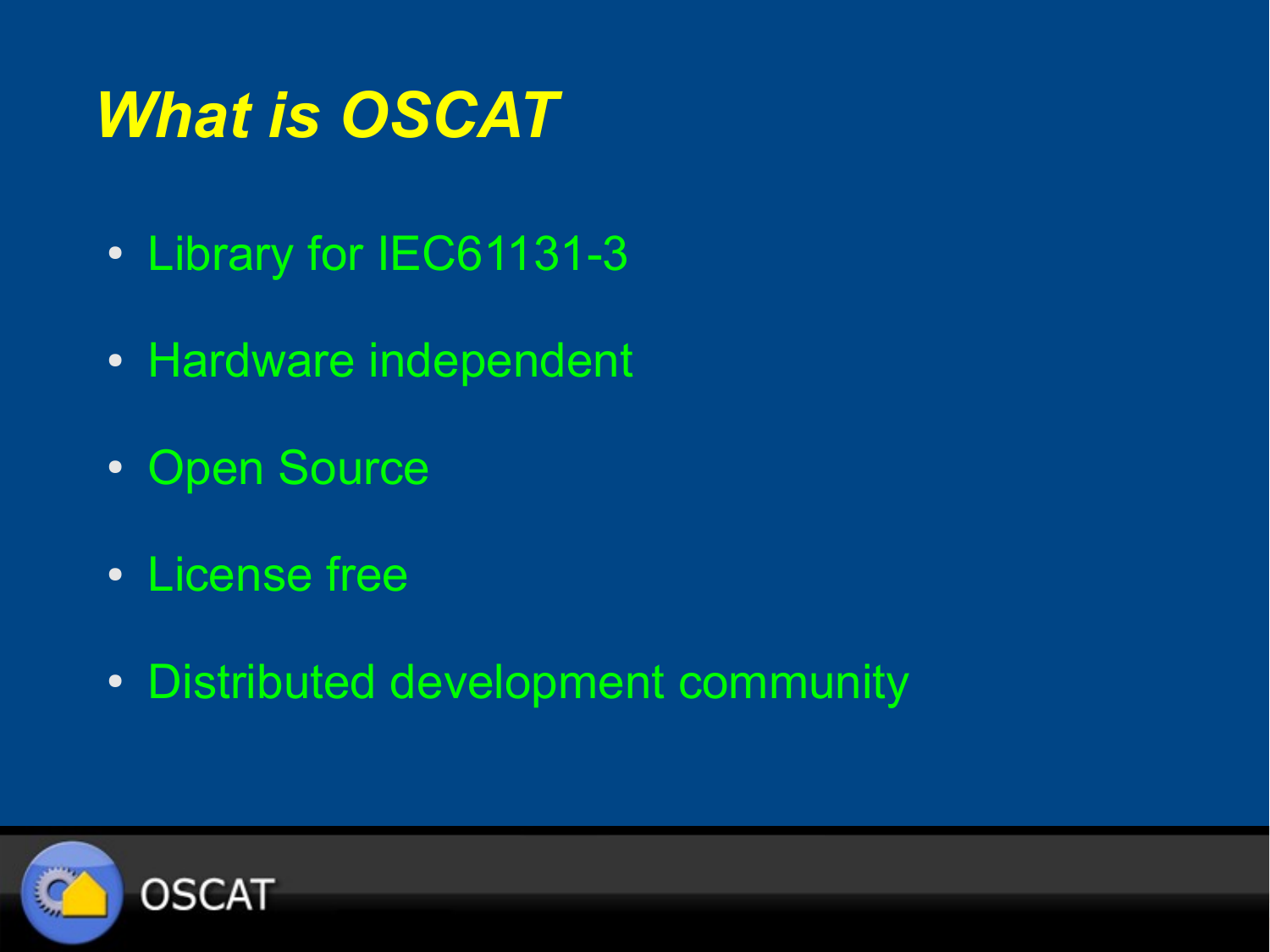# What is OSCAT

- Library for IEC61131-3
- Hardware independent
- Open Source
- License free
- Distributed development community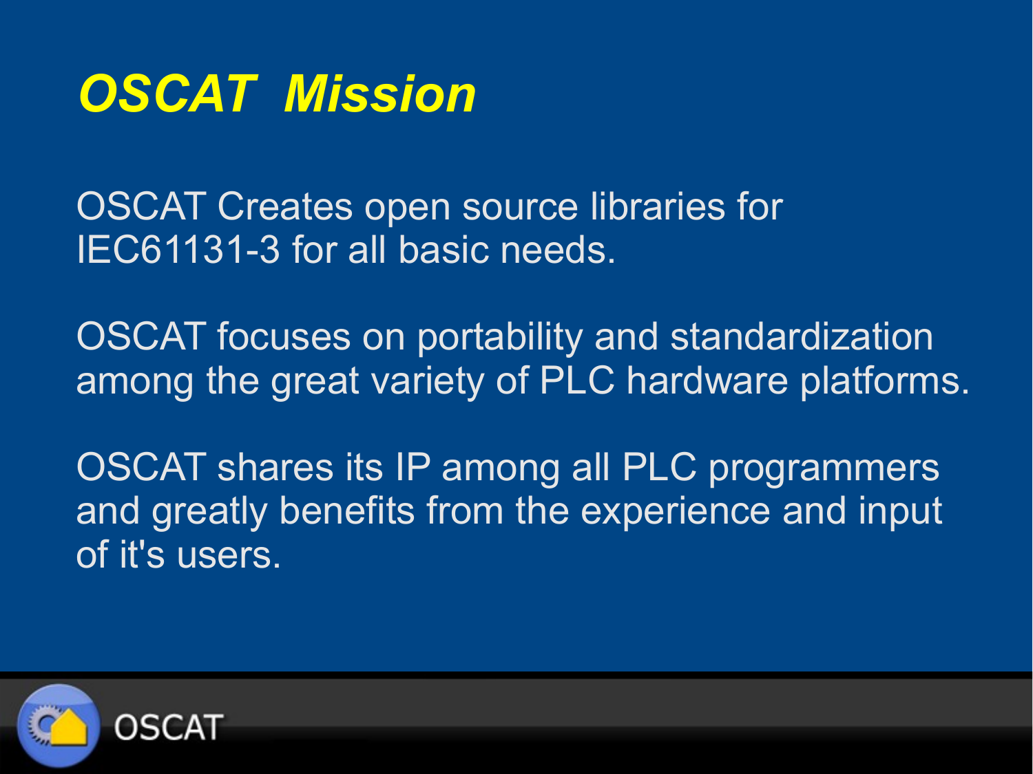# *OSCAT Mission*

OSCAT Creates open source libraries for IEC61131-3 for all basic needs.

OSCAT focuses on portability and standardization among the great variety of PLC hardware platforms.

OSCAT shares its IP among all PLC programmers and greatly benefits from the experience and input of it's users.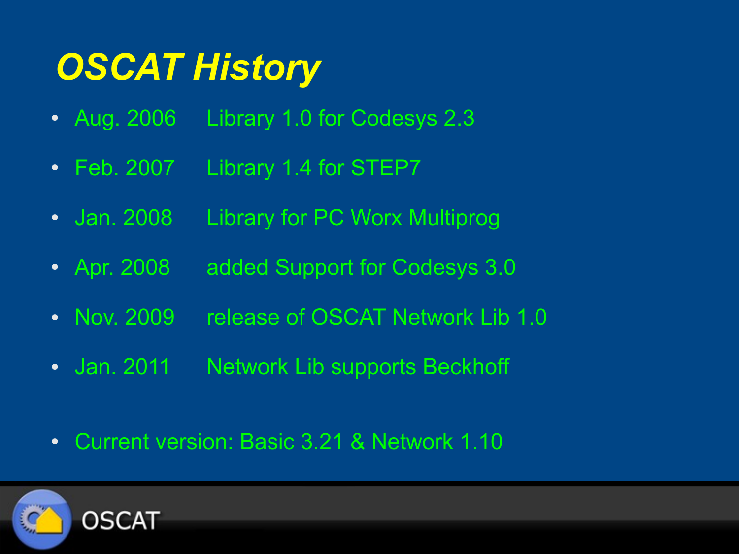# OSCAT History

- Aug. 2006 Library 1.0 for Codesys 2.3
- Feb. 2007 Library 1.4 for STEP7
- Jan. 2008 Library for PC Worx Multiprog
- Apr. 2008 added Support for Codesys 3.0
- Nov. 2009 release of OSCAT Network Lib 1.0
- Jan. 2011 Network Lib supports Beckhoff

- Current version: Basic 3.21 & Network 1.10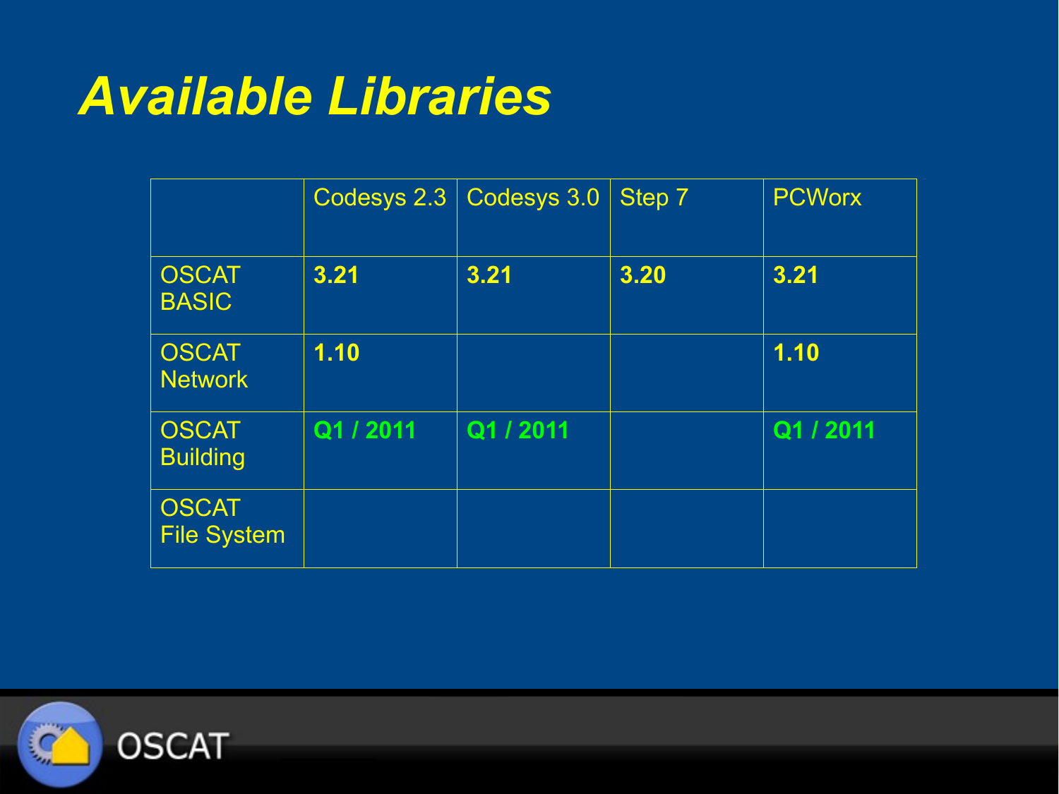# Available Libraries

| | Codesys 2.3 | Codesys 3.0 | Step 7 | PCWorx |
|---|---|---|---|---|
| OSCAT BASIC | **3.21** | **3.21** | **3.20** | **3.21** |
| OSCAT Network | **1.10** | | | **1.10** |
| OSCAT Building | **Q1 / 2011** | **Q1 / 2011** | | **Q1 / 2011** |
| OSCAT File System | | | | |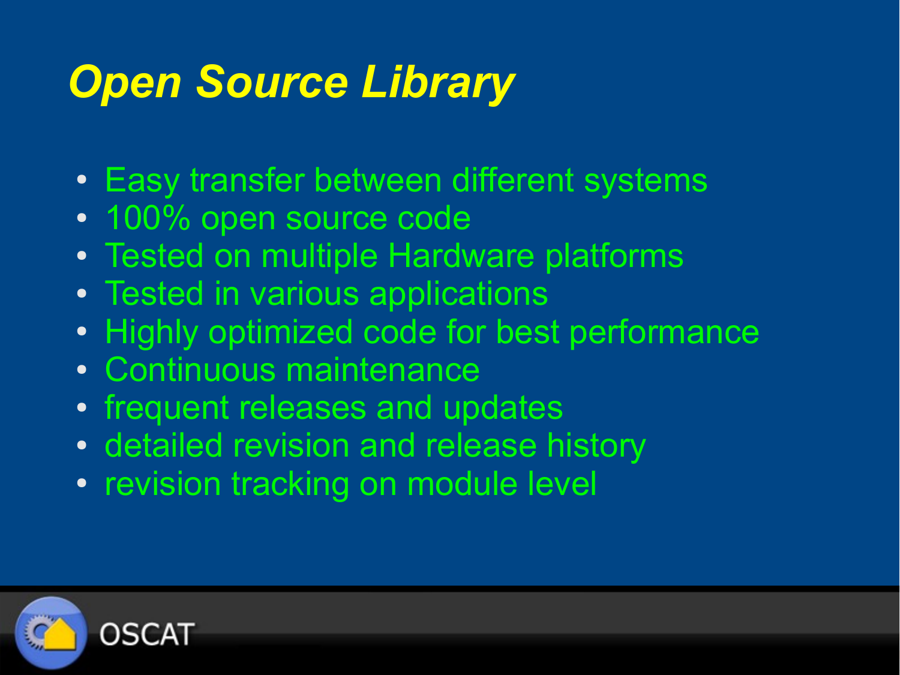# *Open Source Library*

- Easy transfer between different systems
- 100% open source code
- Tested on multiple Hardware platforms
- Tested in various applications
- Highly optimized code for best performance
- Continuous maintenance
- frequent releases and updates
- detailed revision and release history
- revision tracking on module level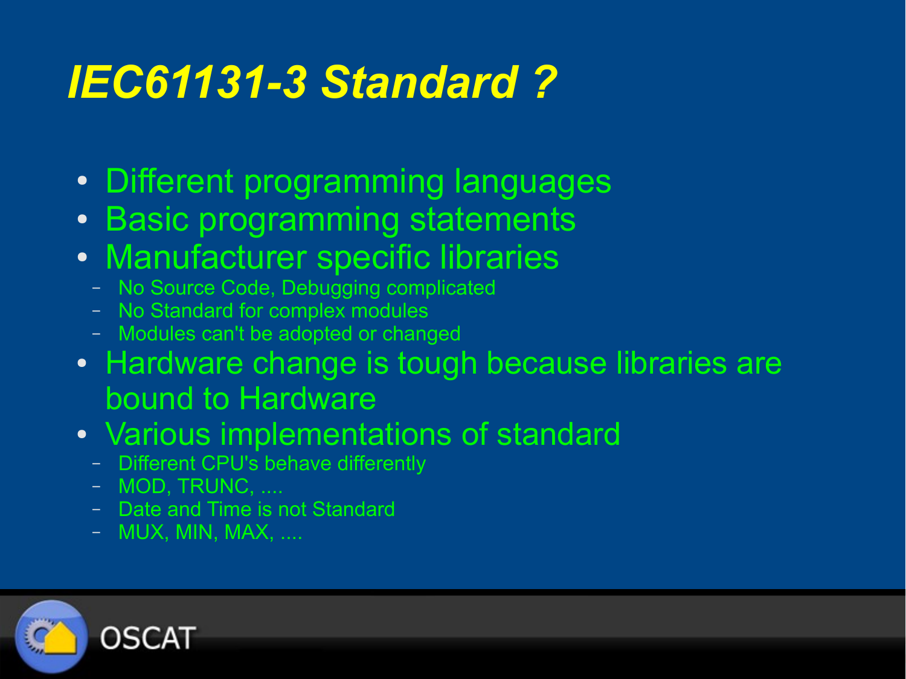# *IEC61131-3 Standard ?*

- Different programming languages
- Basic programming statements
- Manufacturer specific libraries
  - No Source Code, Debugging complicated
  - No Standard for complex modules
  - Modules can't be adopted or changed
- Hardware change is tough because libraries are bound to Hardware
- Various implementations of standard
  - Different CPU's behave differently
  - MOD, TRUNC, ....
  - Date and Time is not Standard
  - MUX, MIN, MAX, ....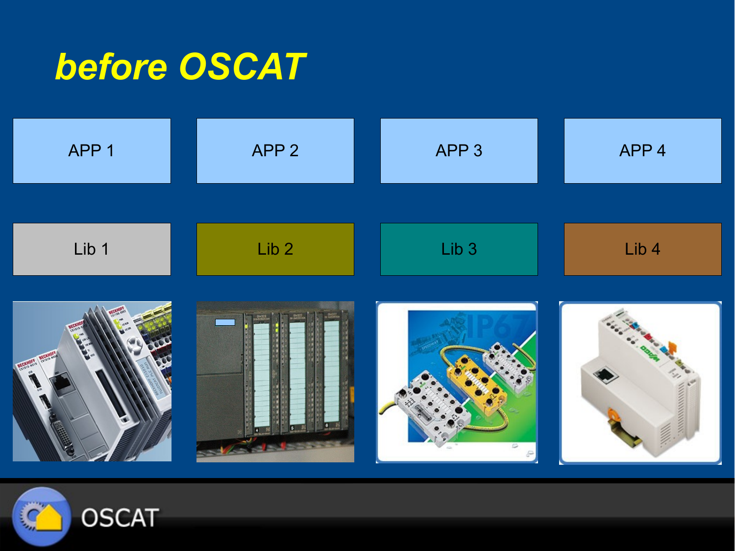# *before OSCAT*

| APP 1 | APP 2 | APP 3 | APP 4 |
|---|---|---|---|
| Lib 1 | Lib 2 | Lib 3 | Lib 4 |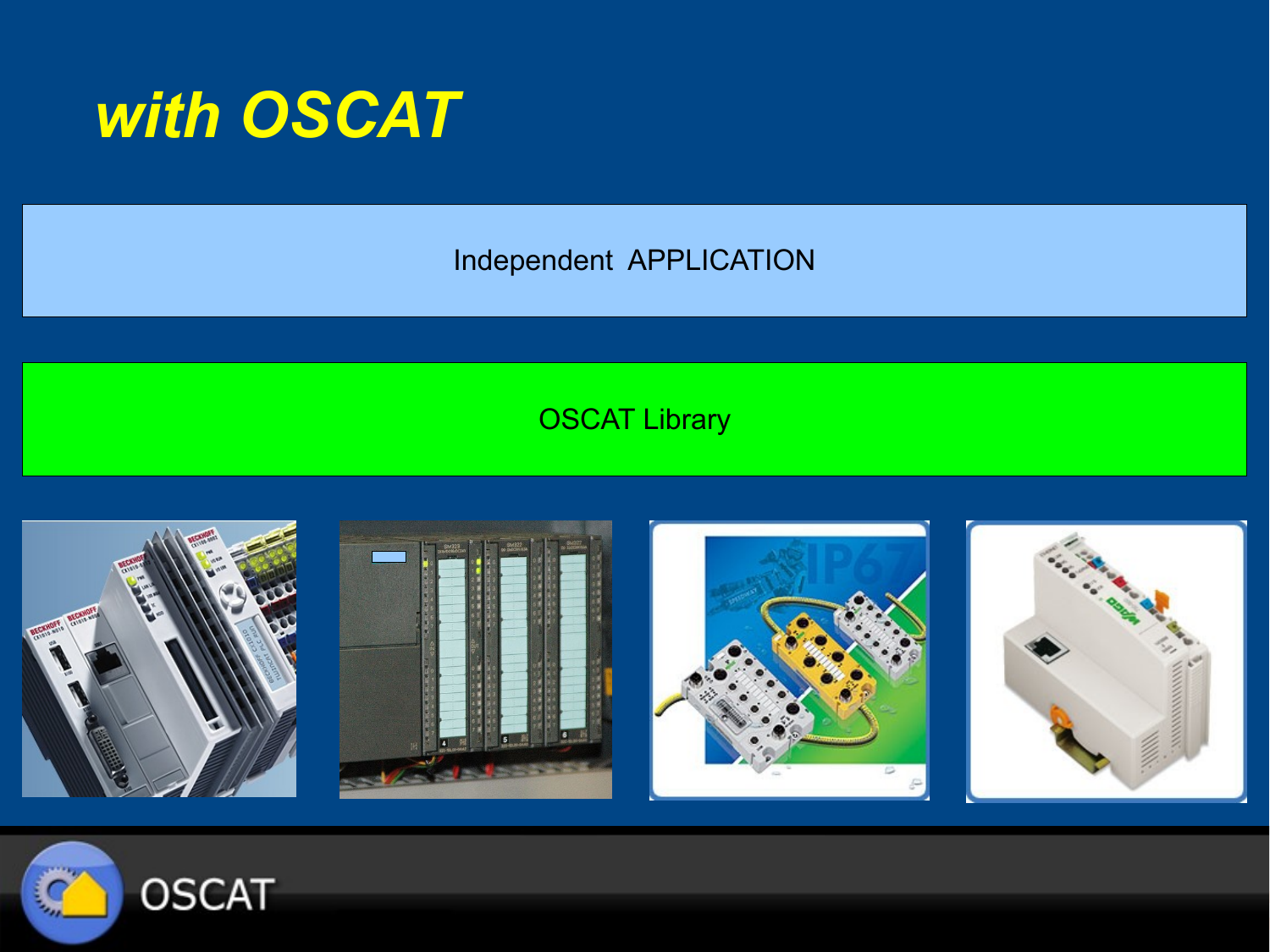# *with OSCAT*

Independent APPLICATION

OSCAT Library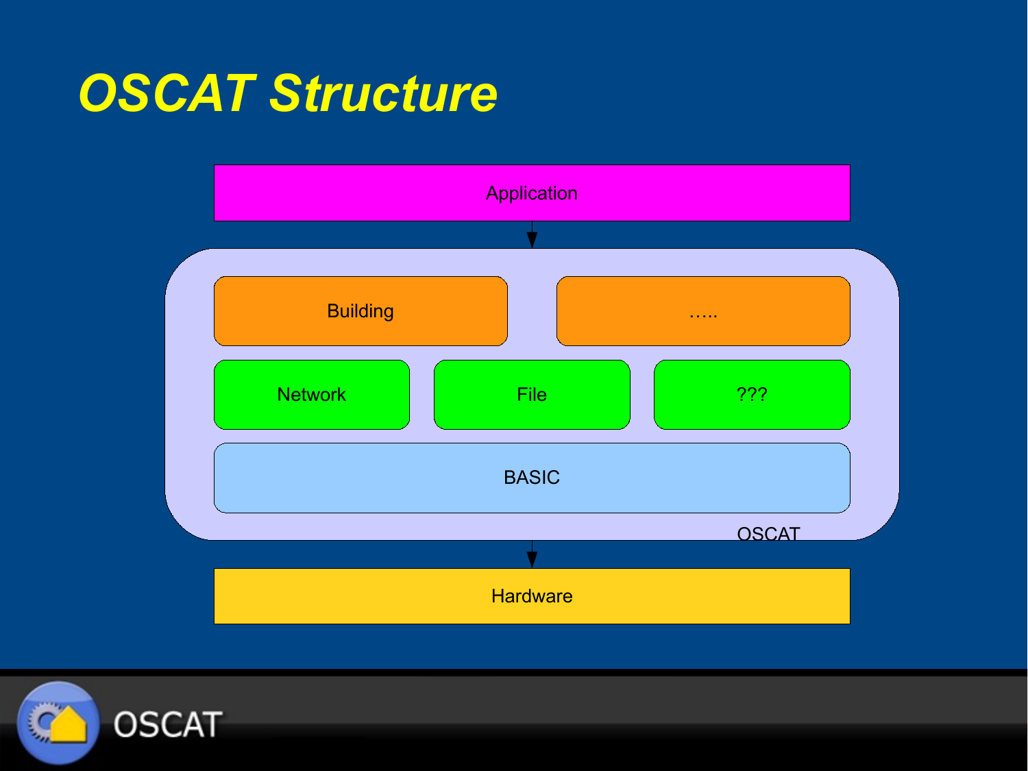# OSCAT Structure

Application

Building

…..

Network

File

???

BASIC

OSCAT

Hardware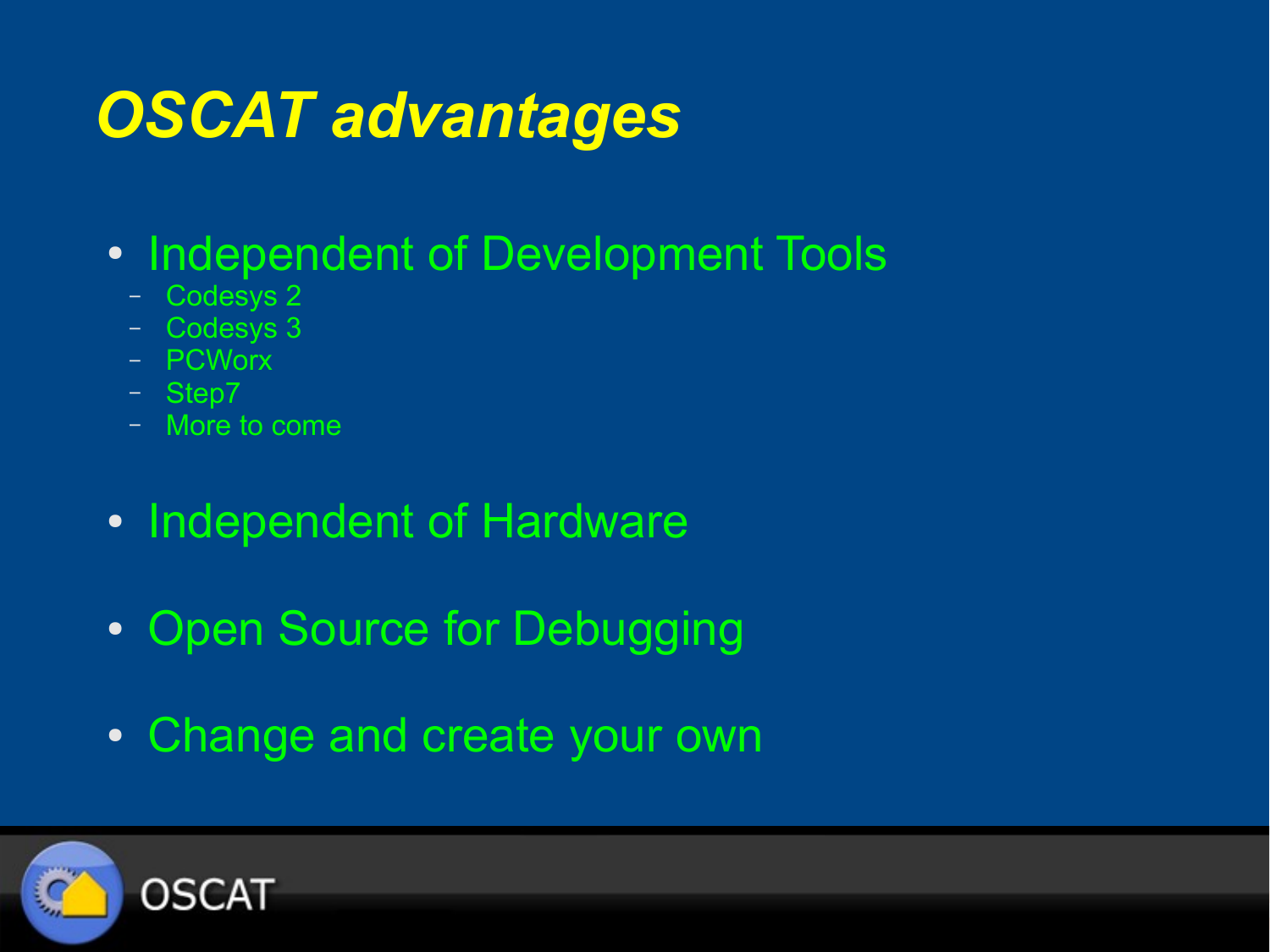# OSCAT advantages

- Independent of Development Tools
  - Codesys 2
  - Codesys 3
  - PCWorx
  - Step7
  - More to come
- Independent of Hardware
- Open Source for Debugging
- Change and create your own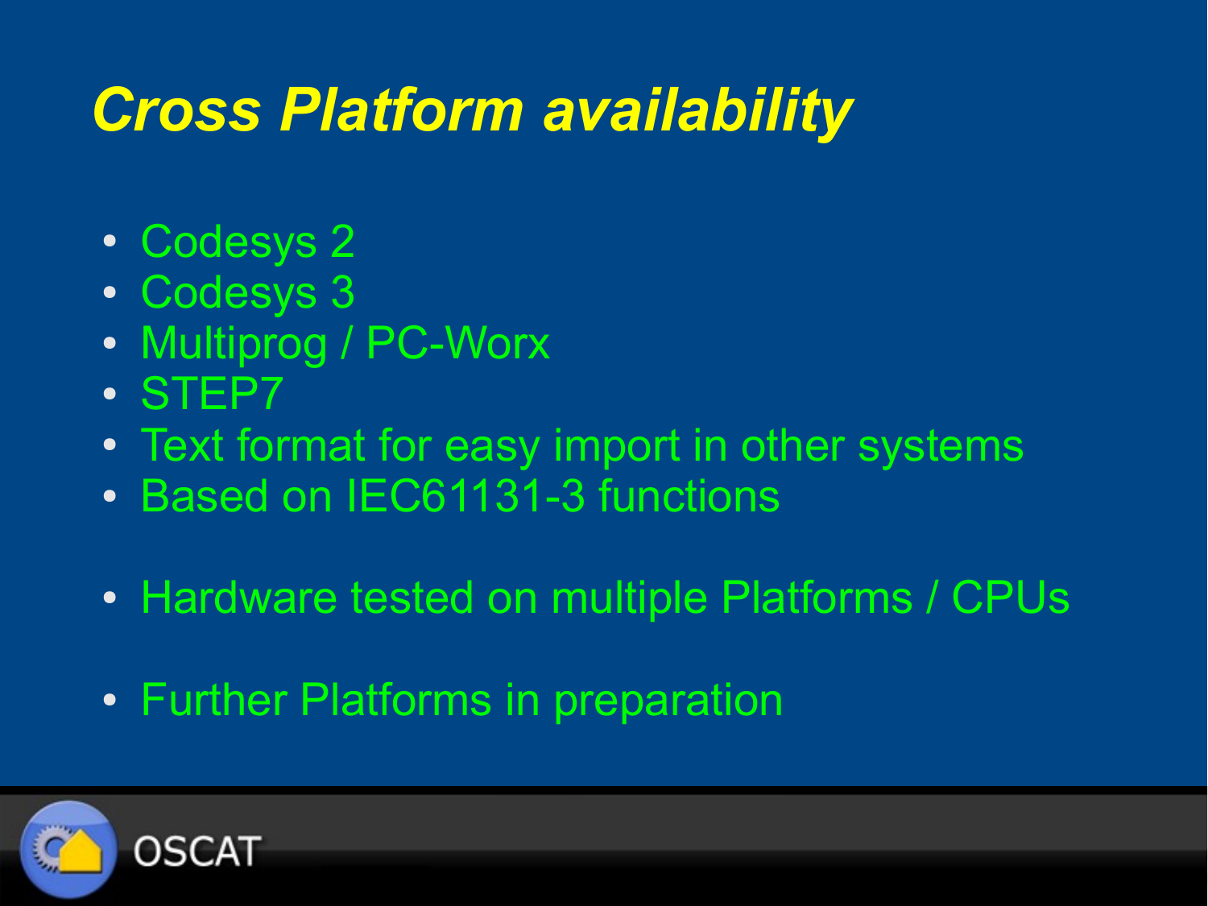# *Cross Platform availability*

- Codesys 2
- Codesys 3
- Multiprog / PC-Worx
- STEP7
- Text format for easy import in other systems
- Based on IEC61131-3 functions

- Hardware tested on multiple Platforms / CPUs

- Further Platforms in preparation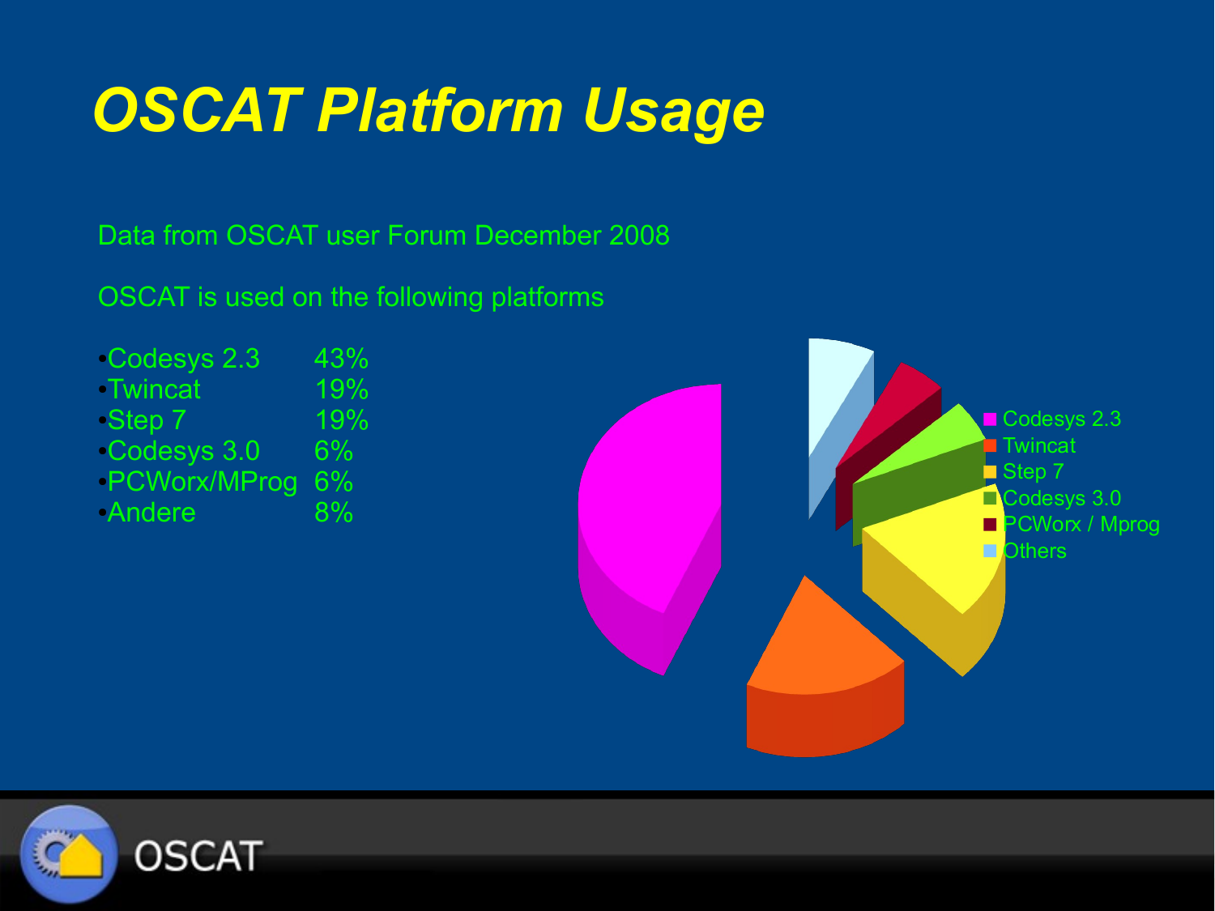# OSCAT Platform Usage

Data from OSCAT user Forum December 2008

OSCAT is used on the following platforms

| Platform | Share |
|---|---|
| Codesys 2.3 | 43% |
| Twincat | 19% |
| Step 7 | 19% |
| Codesys 3.0 | 6% |
| PCWorx/MProg | 6% |
| Andere | 8% |

- Codesys 2.3
- Twincat
- Step 7
- Codesys 3.0
- PCWorx / Mprog
- Others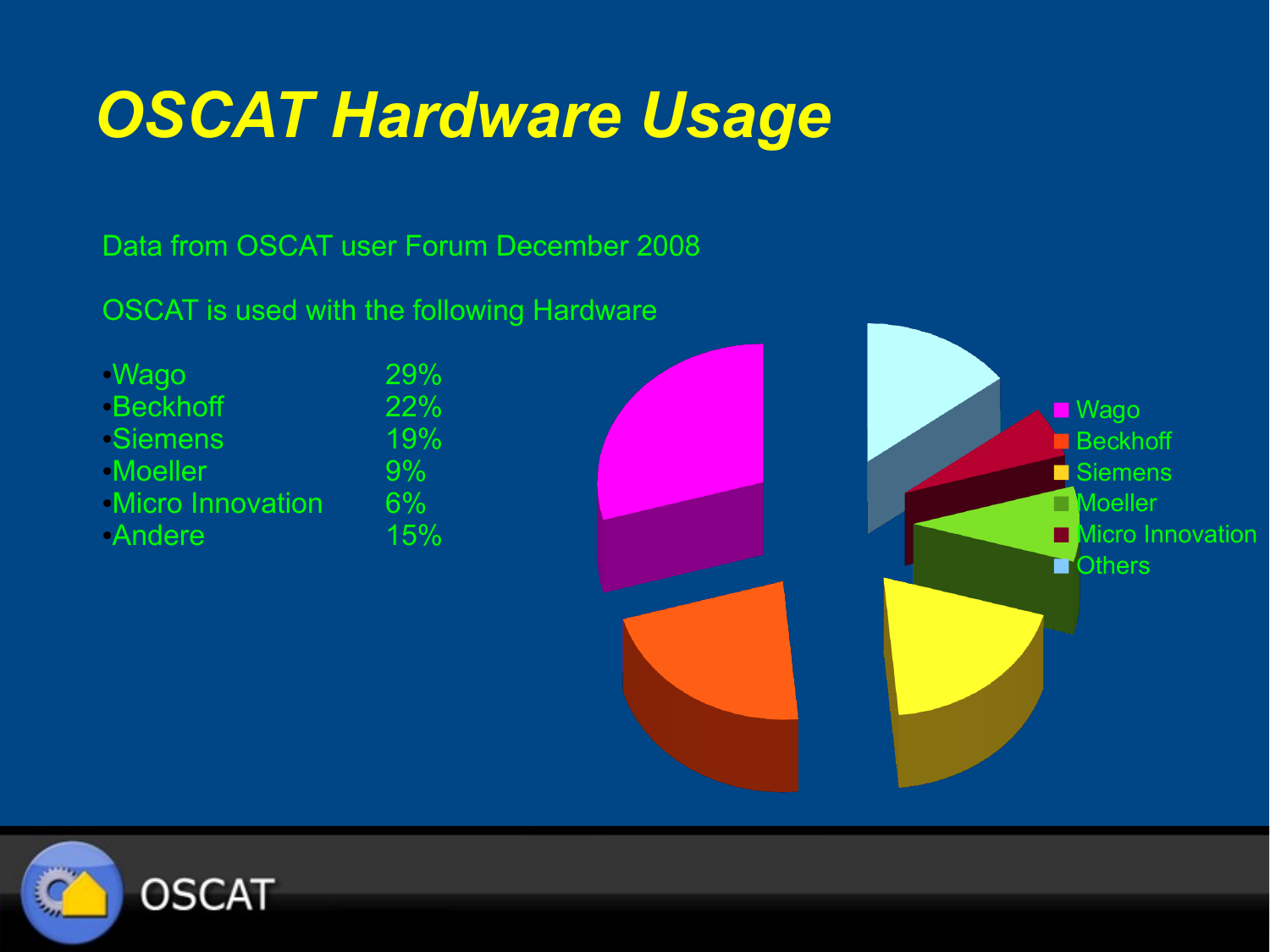# *OSCAT Hardware Usage*

Data from OSCAT user Forum December 2008

OSCAT is used with the following Hardware

| | |
|---|---|
| • Wago | 29% |
| • Beckhoff | 22% |
| • Siemens | 19% |
| • Moeller | 9% |
| • Micro Innovation | 6% |
| • Andere | 15% |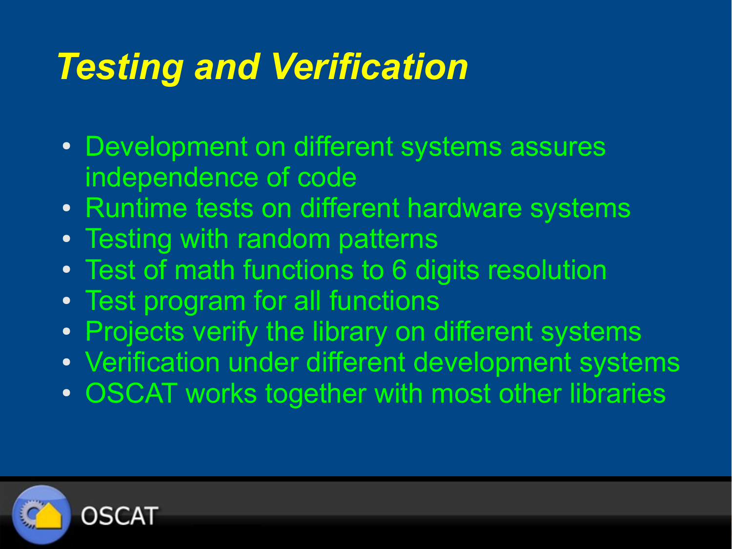# *Testing and Verification*

- Development on different systems assures independence of code
- Runtime tests on different hardware systems
- Testing with random patterns
- Test of math functions to 6 digits resolution
- Test program for all functions
- Projects verify the library on different systems
- Verification under different development systems
- OSCAT works together with most other libraries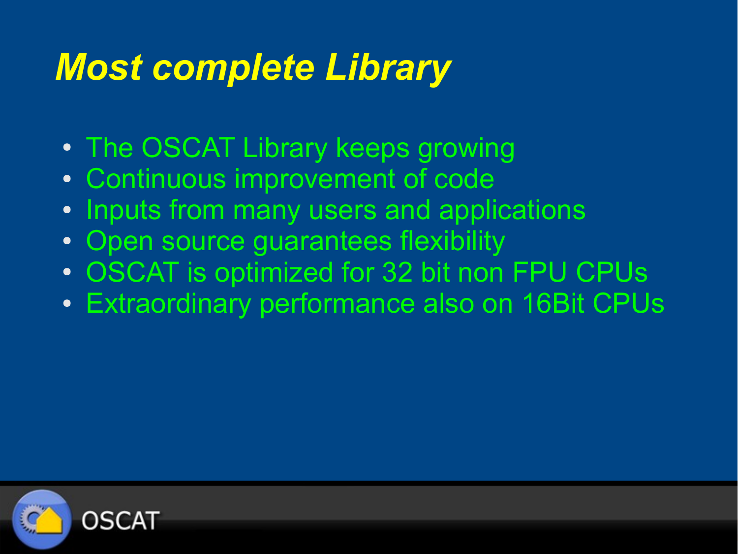# *Most complete Library*

- The OSCAT Library keeps growing
- Continuous improvement of code
- Inputs from many users and applications
- Open source guarantees flexibility
- OSCAT is optimized for 32 bit non FPU CPUs
- Extraordinary performance also on 16Bit CPUs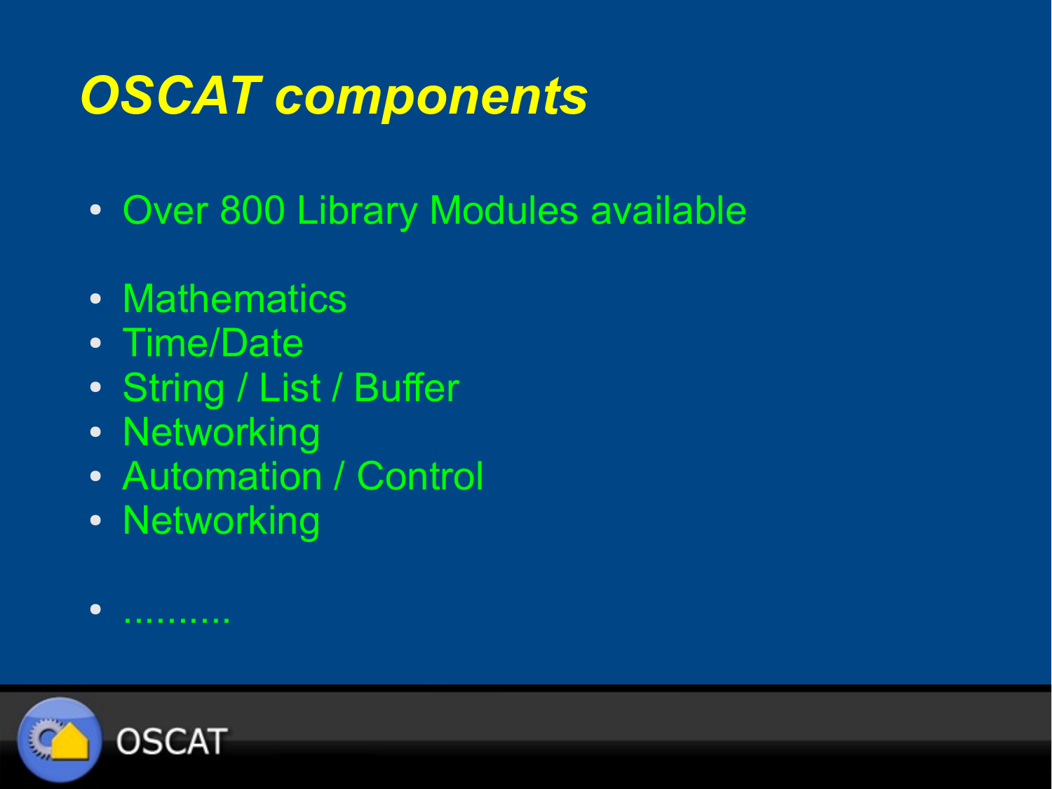# *OSCAT components*

- Over 800 Library Modules available

- Mathematics
- Time/Date
- String / List / Buffer
- Networking
- Automation / Control
- Networking

- ..........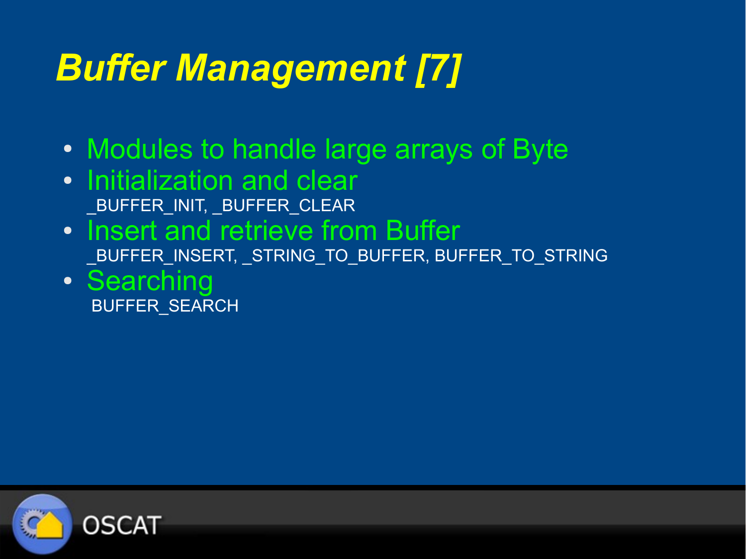# *Buffer Management [7]*

- Modules to handle large arrays of Byte
- Initialization and clear
  _BUFFER_INIT, _BUFFER_CLEAR
- Insert and retrieve from Buffer
  _BUFFER_INSERT, _STRING_TO_BUFFER, BUFFER_TO_STRING
- Searching
  BUFFER_SEARCH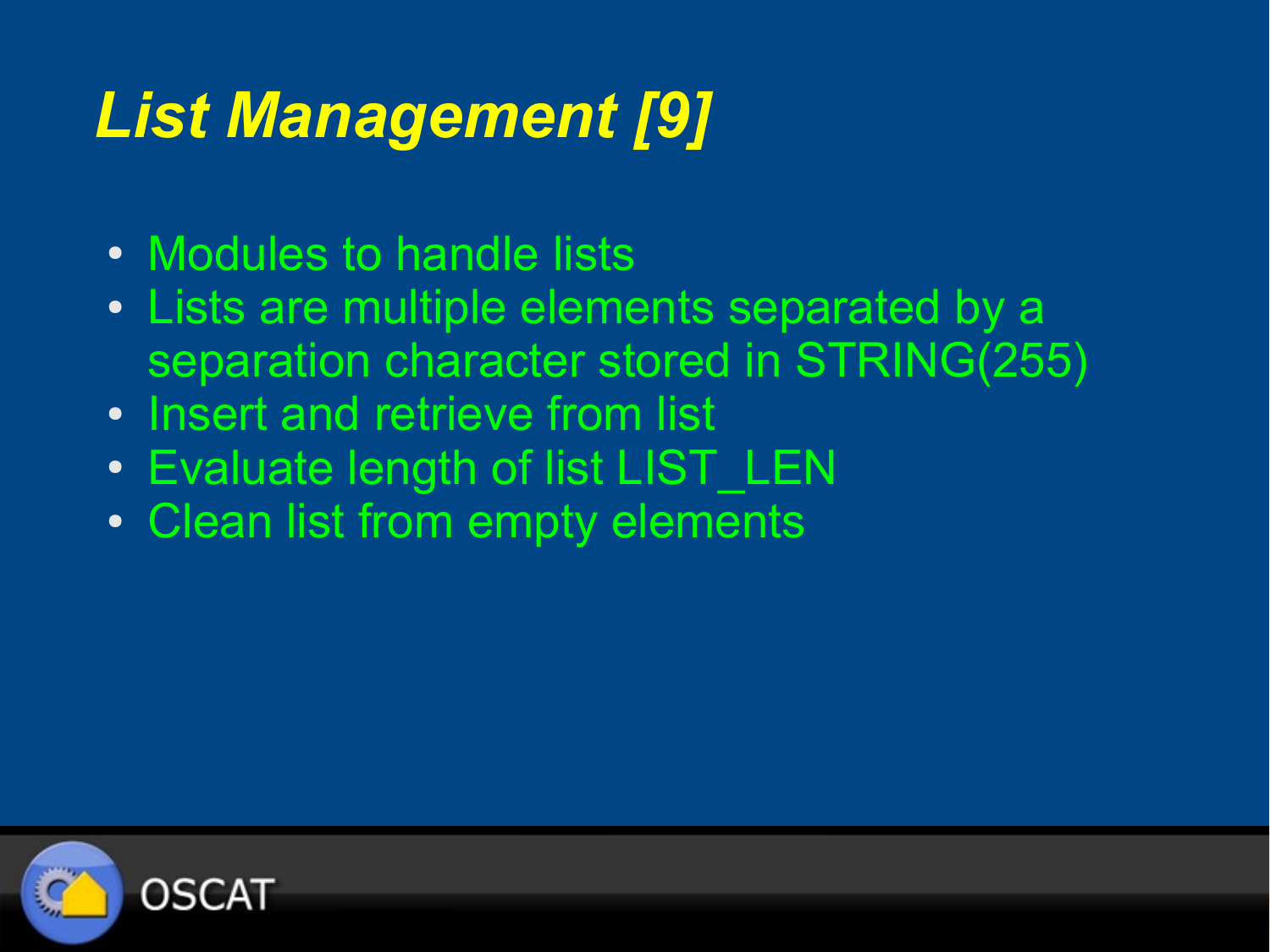# *List Management [9]*

- Modules to handle lists
- Lists are multiple elements separated by a separation character stored in STRING(255)
- Insert and retrieve from list
- Evaluate length of list LIST_LEN
- Clean list from empty elements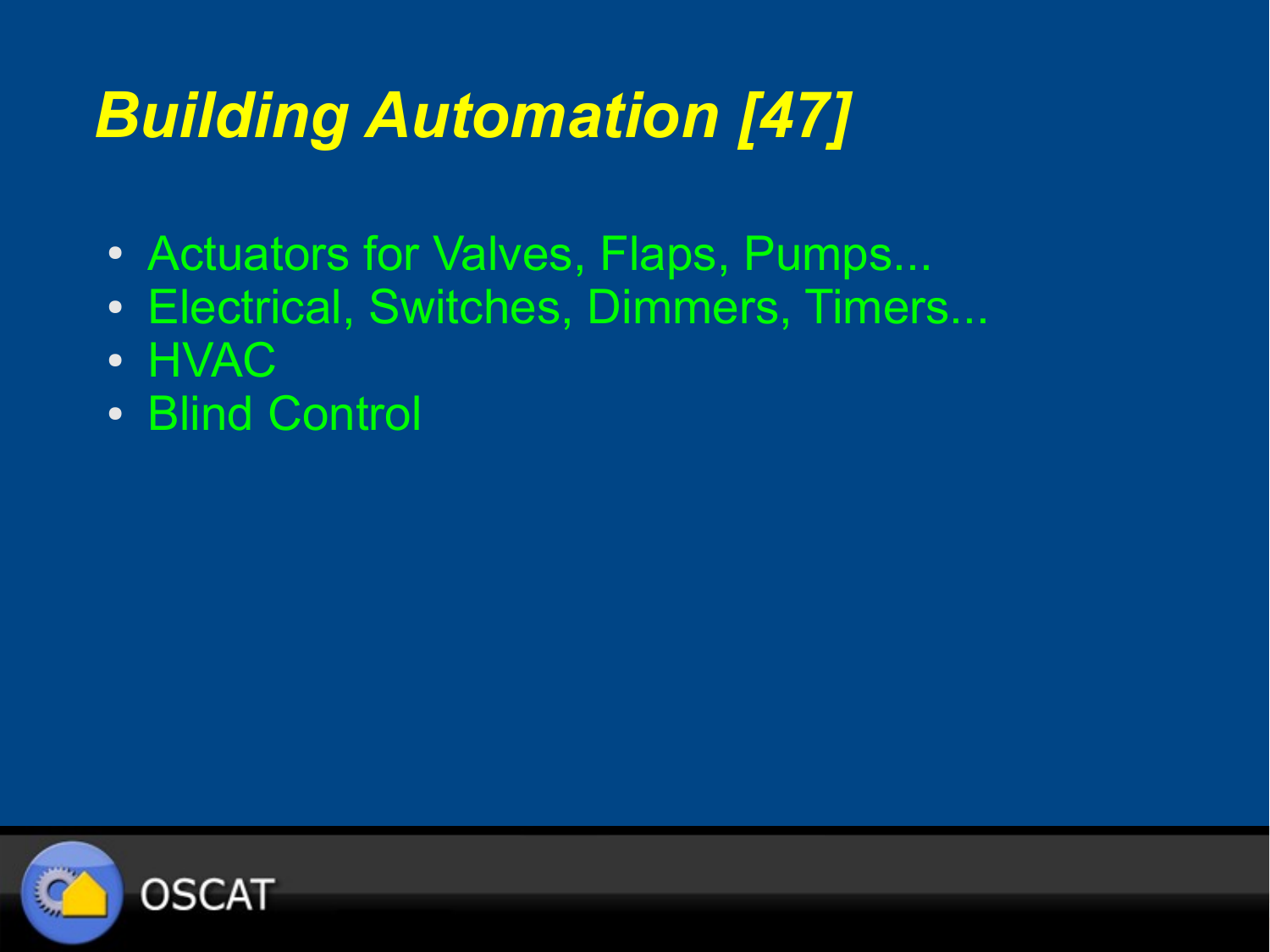# *Building Automation [47]*

- Actuators for Valves, Flaps, Pumps...
- Electrical, Switches, Dimmers, Timers...
- HVAC
- Blind Control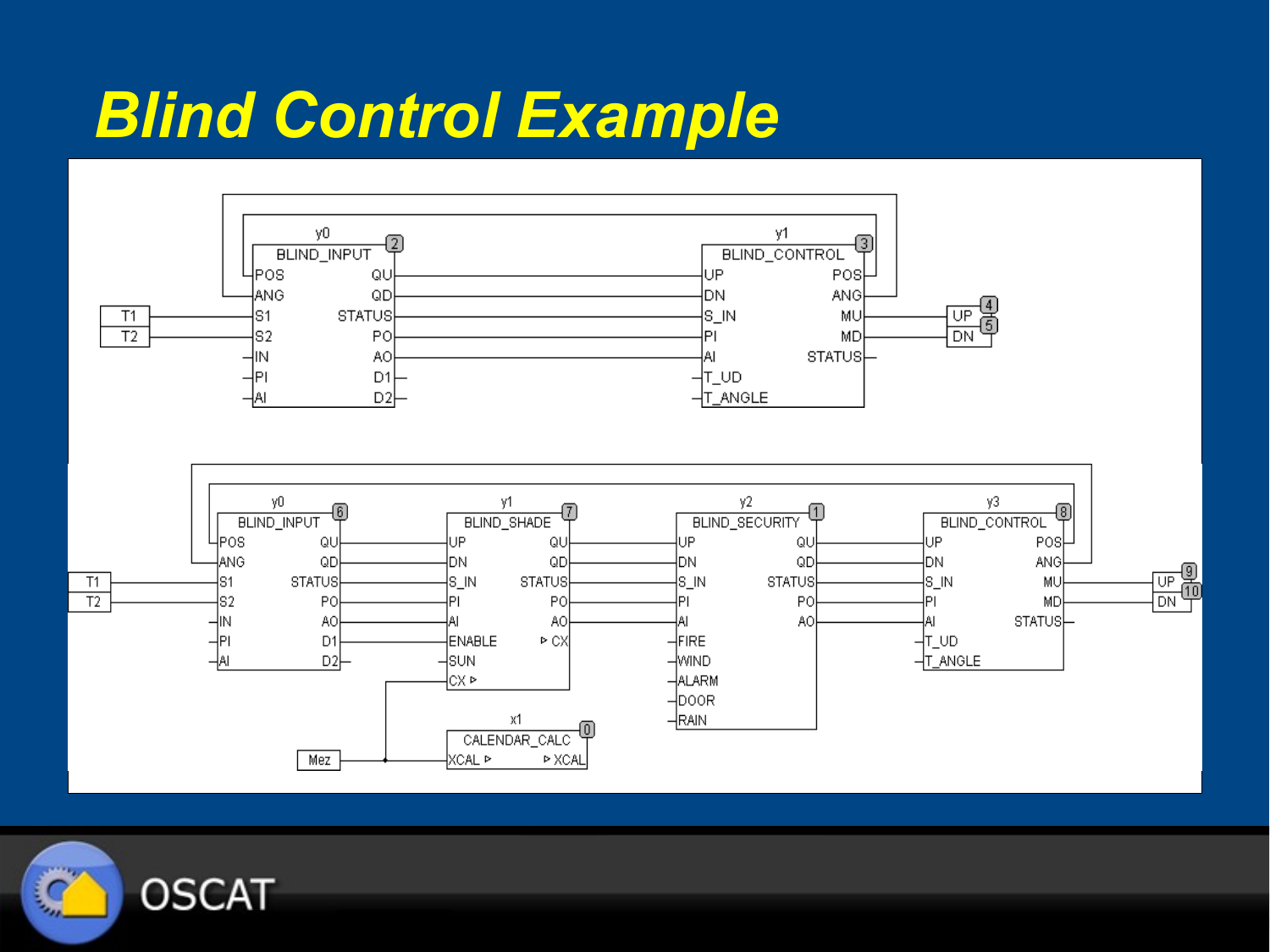# Blind Control Example

y0 — BLIND_INPUT [2]: POS, ANG, S1, S2, IN, PI, AI / QU, QD, STATUS, PO, AO, D1, D2

y1 — BLIND_CONTROL [3]: UP, DN, S_IN, PI, AI, T_UD, T_ANGLE / POS, ANG, MU, MD, STATUS

T1, T2 → UP [4], DN [5]

y0 — BLIND_INPUT [6]: POS, ANG, S1, S2, IN, PI, AI / QU, QD, STATUS, PO, AO, D1, D2

y1 — BLIND_SHADE [7]: UP, DN, S_IN, PI, AI, ENABLE, SUN, CX ▹ / QU, QD, STATUS, PO, AO, ▹ CX

y2 — BLIND_SECURITY [1]: UP, DN, S_IN, PI, AI, FIRE, WIND, ALARM, DOOR, RAIN / QU, QD, STATUS, PO, AO

y3 — BLIND_CONTROL [8]: UP, DN, S_IN, PI, AI, T_UD, T_ANGLE / POS, ANG, MU, MD, STATUS

x1 — CALENDAR_CALC [0]: XCAL ▹ / ▹ XCAL

Mez, T1, T2 → UP [9], DN [10]

OSCAT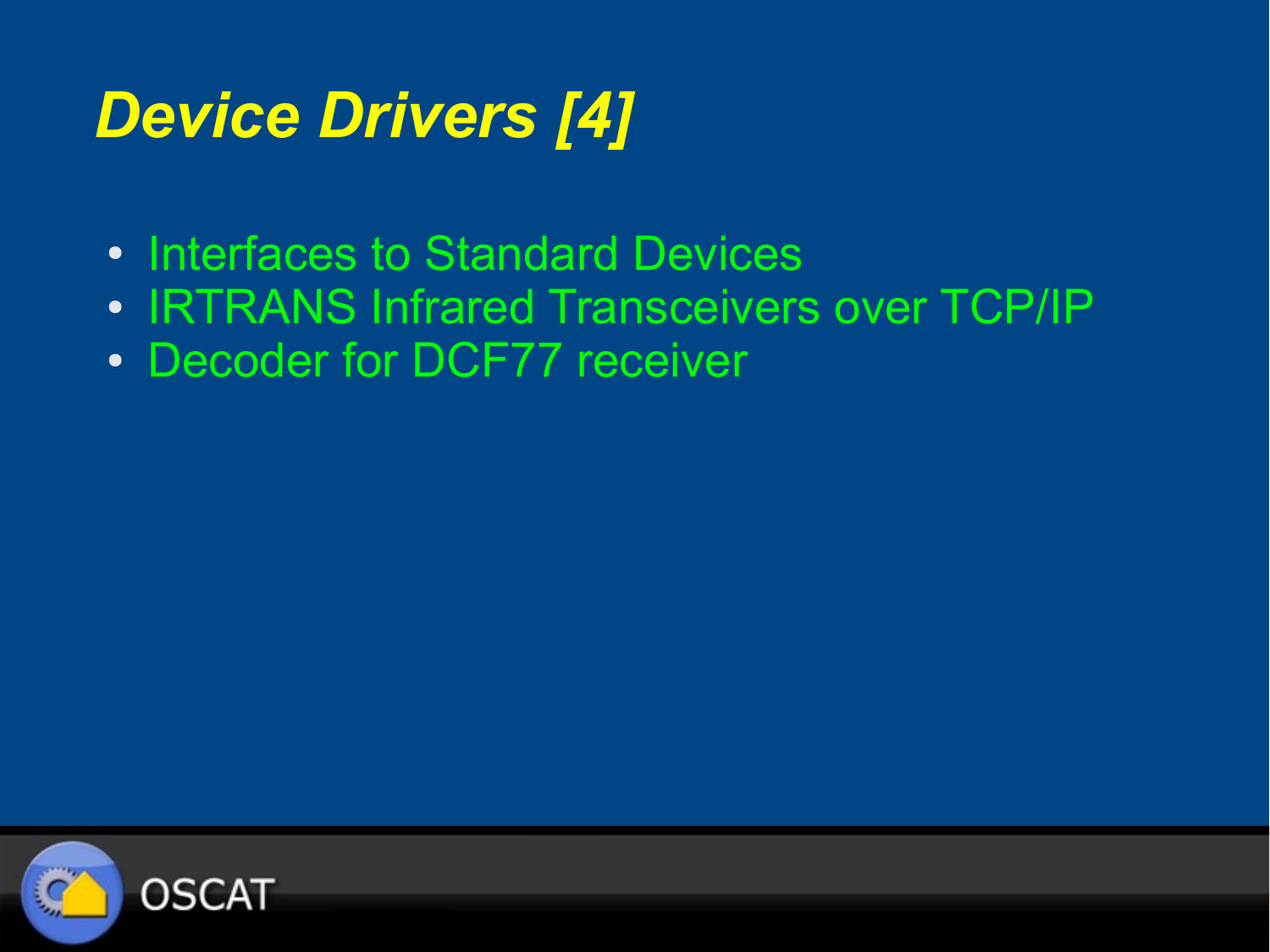# *Device Drivers [4]*

- Interfaces to Standard Devices
- IRTRANS Infrared Transceivers over TCP/IP
- Decoder for DCF77 receiver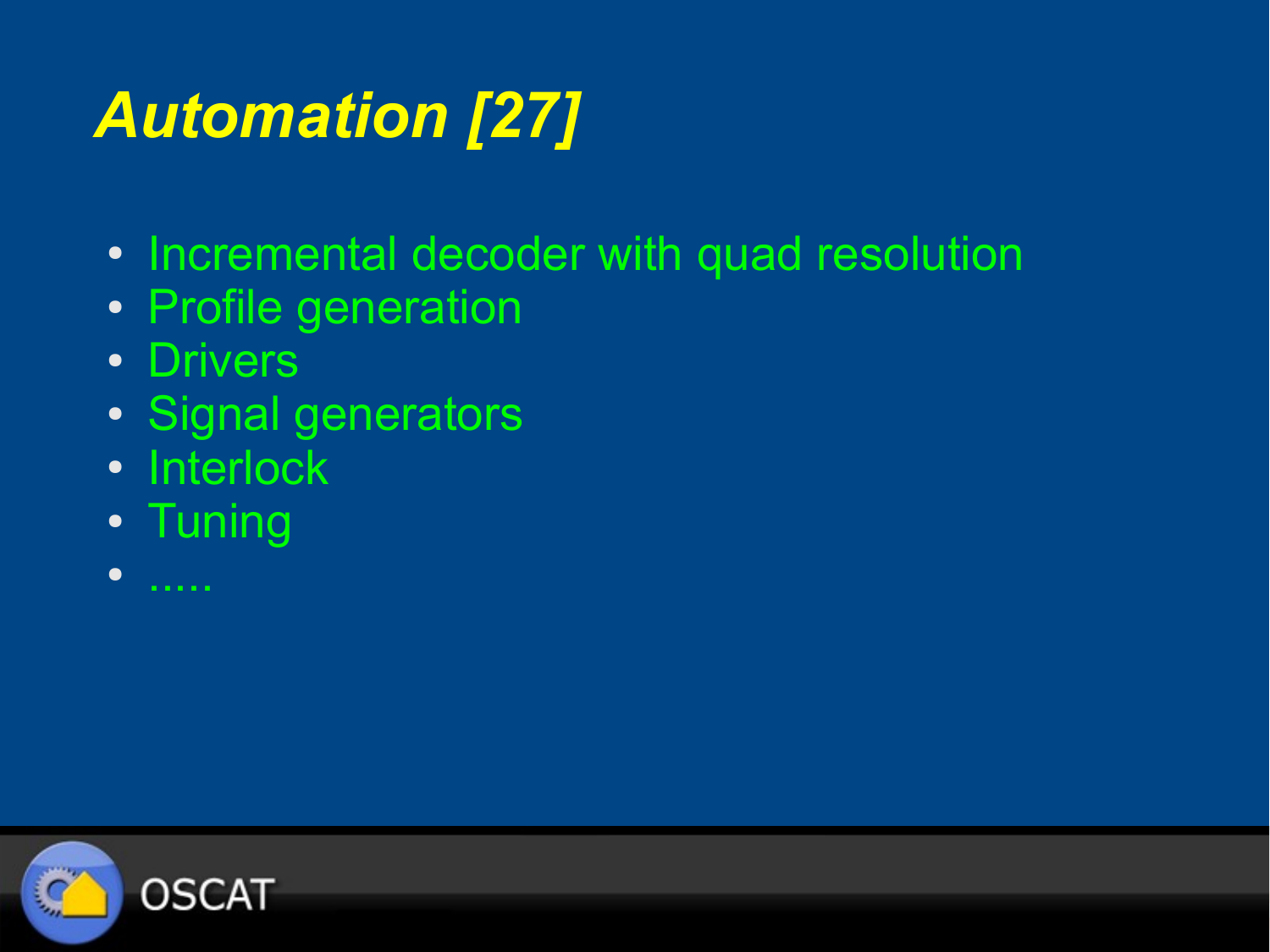# *Automation [27]*

- Incremental decoder with quad resolution
- Profile generation
- Drivers
- Signal generators
- Interlock
- Tuning
- .....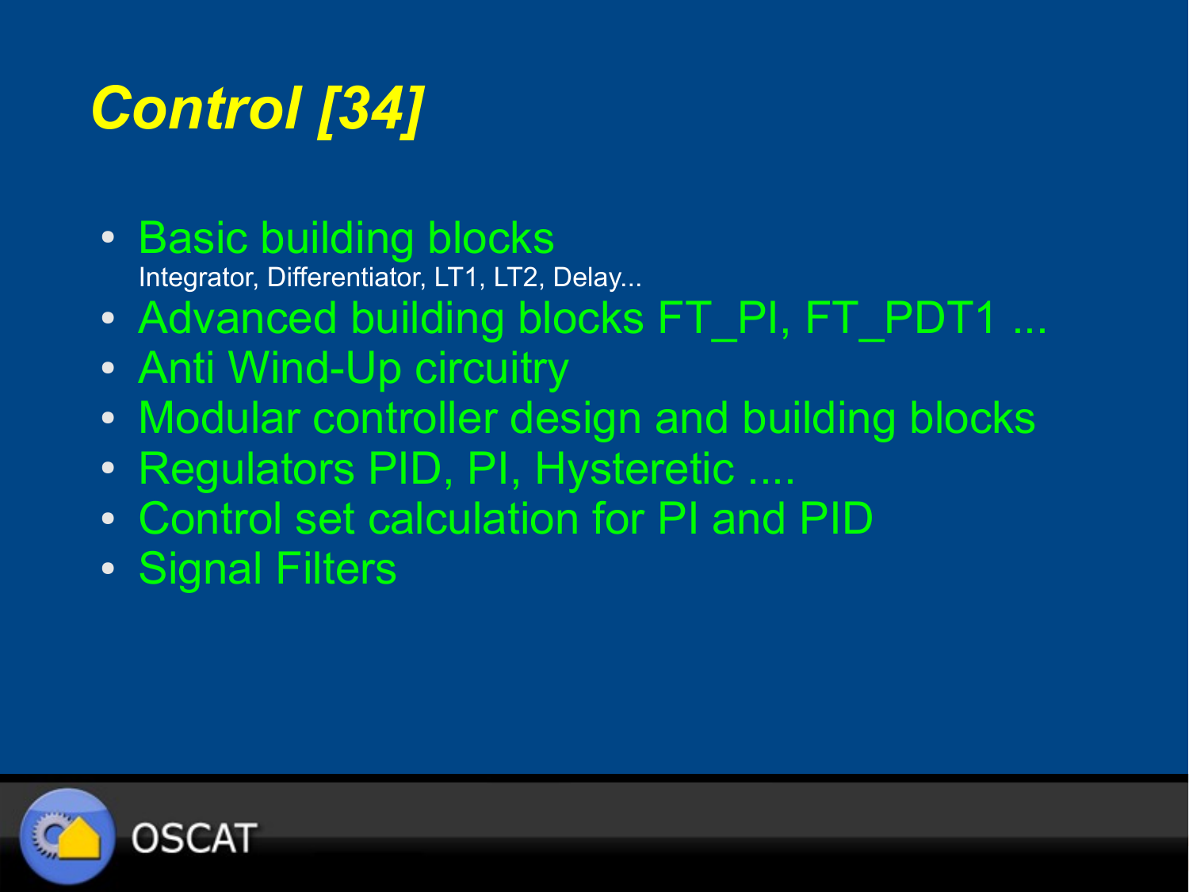# *Control [34]*

- Basic building blocks
  Integrator, Differentiator, LT1, LT2, Delay...
- Advanced building blocks FT_PI, FT_PDT1 ...
- Anti Wind-Up circuitry
- Modular controller design and building blocks
- Regulators PID, PI, Hysteretic ....
- Control set calculation for PI and PID
- Signal Filters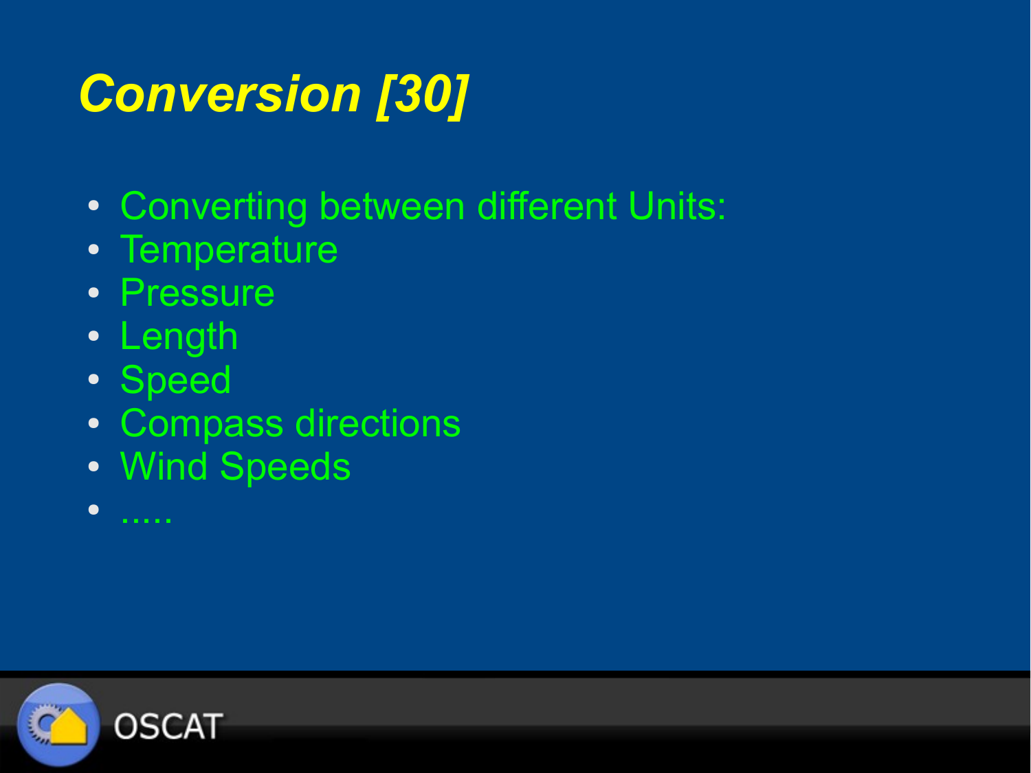# *Conversion [30]*

- Converting between different Units:
- Temperature
- Pressure
- Length
- Speed
- Compass directions
- Wind Speeds
- .....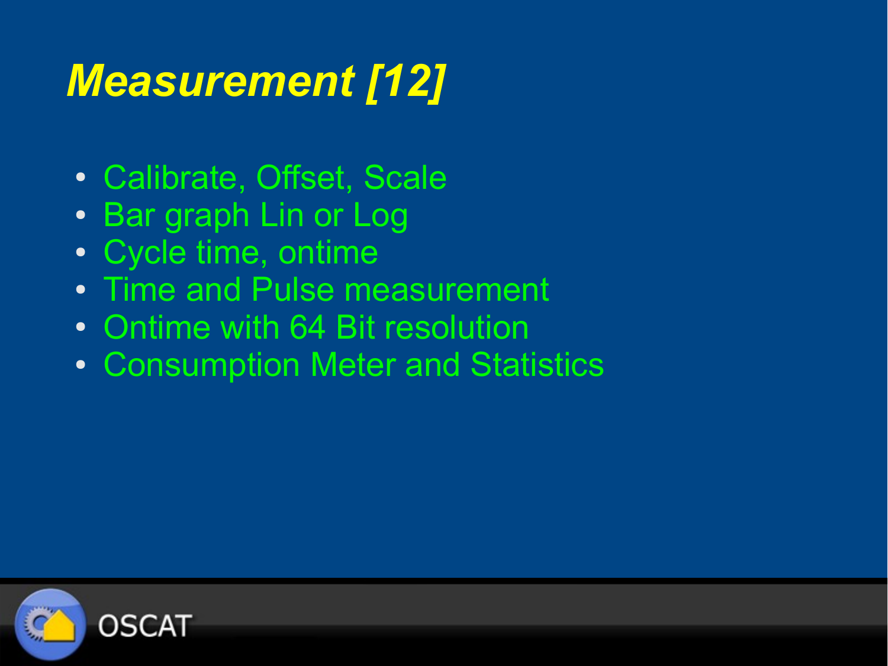# *Measurement [12]*

- Calibrate, Offset, Scale
- Bar graph Lin or Log
- Cycle time, ontime
- Time and Pulse measurement
- Ontime with 64 Bit resolution
- Consumption Meter and Statistics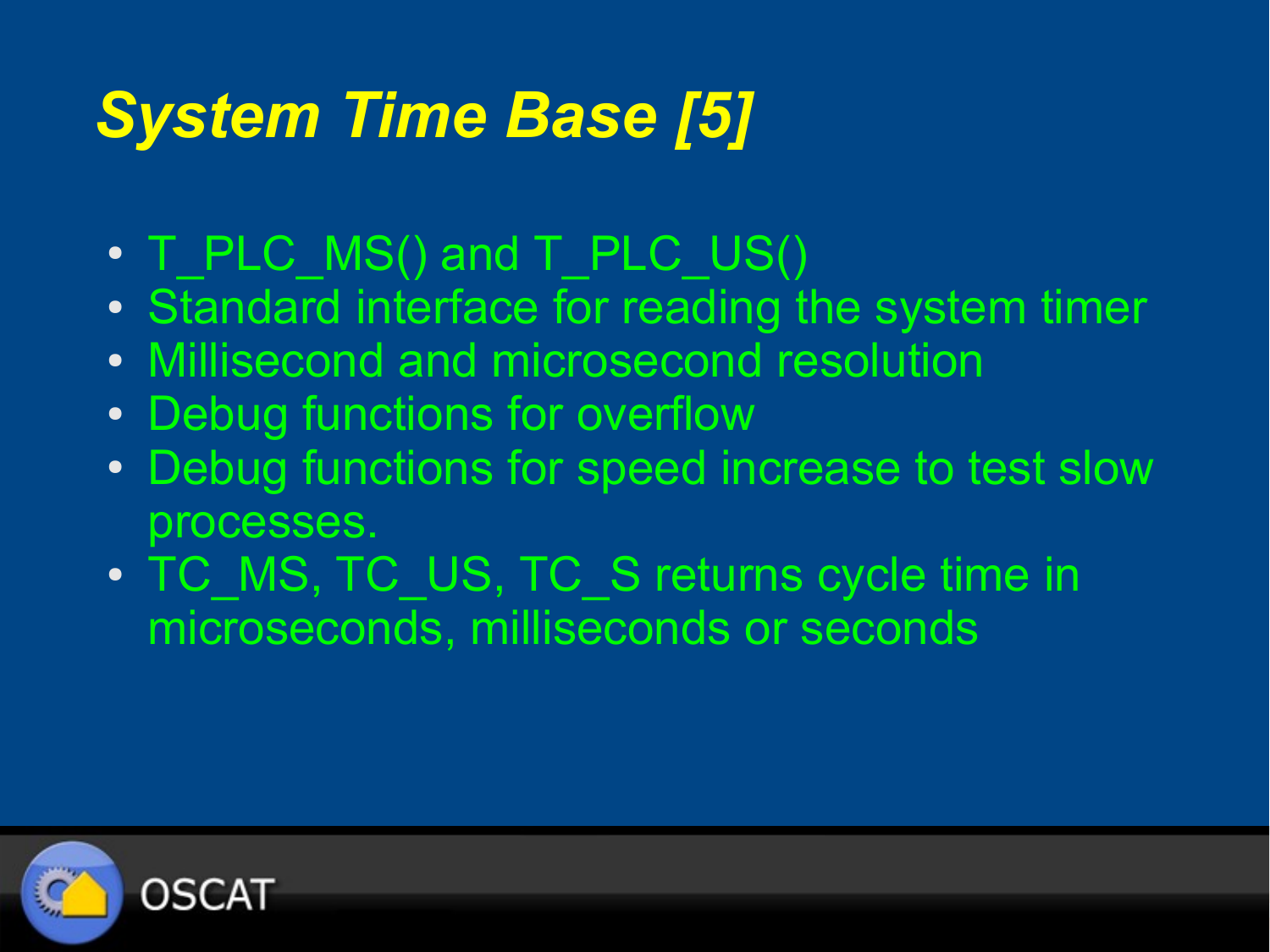# System Time Base [5]

- T_PLC_MS() and T_PLC_US()
- Standard interface for reading the system timer
- Millisecond and microsecond resolution
- Debug functions for overflow
- Debug functions for speed increase to test slow processes.
- TC_MS, TC_US, TC_S returns cycle time in microseconds, milliseconds or seconds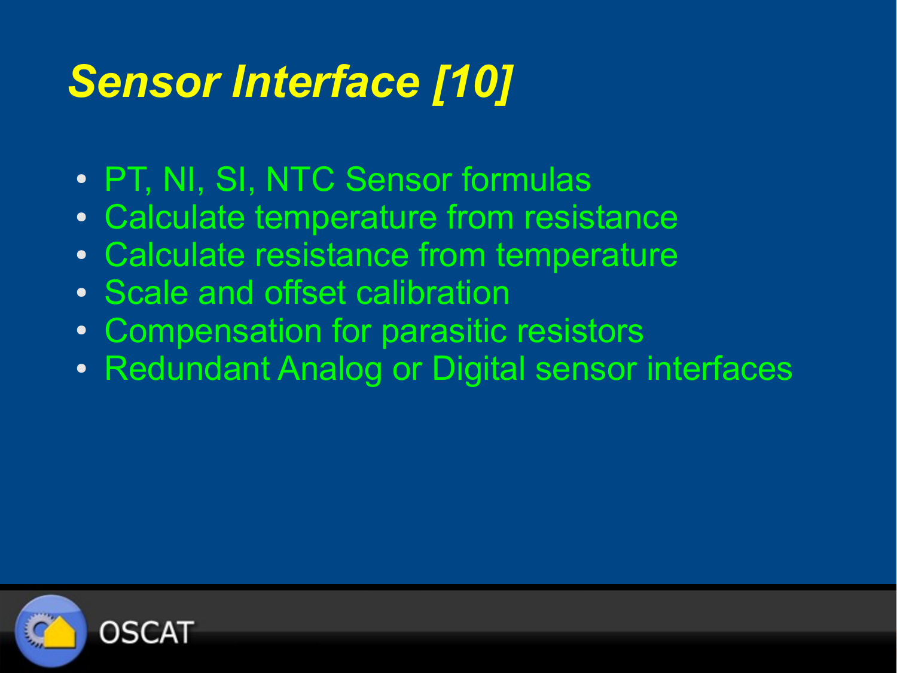# *Sensor Interface [10]*

- PT, NI, SI, NTC Sensor formulas
- Calculate temperature from resistance
- Calculate resistance from temperature
- Scale and offset calibration
- Compensation for parasitic resistors
- Redundant Analog or Digital sensor interfaces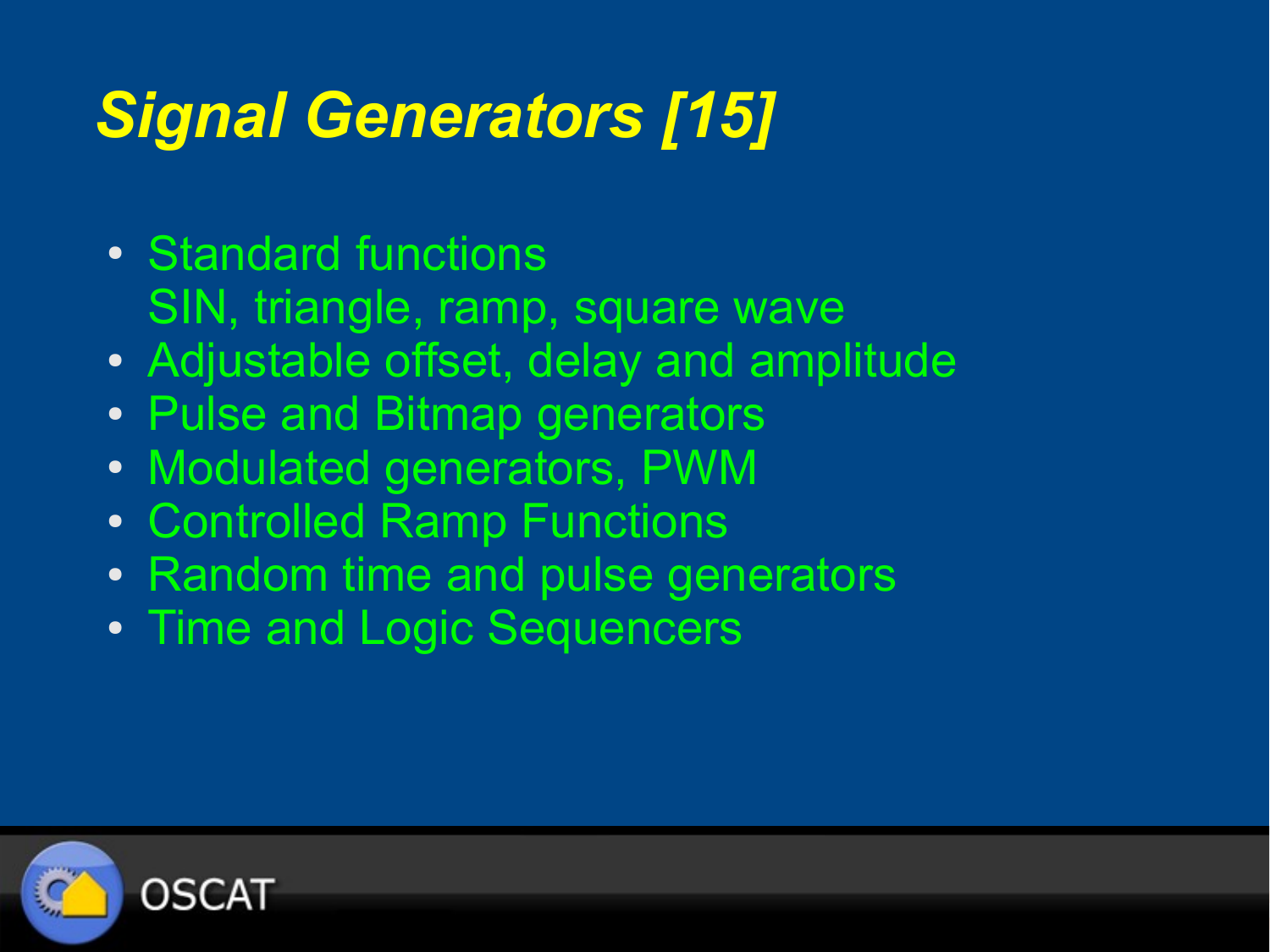# *Signal Generators [15]*

- Standard functions
  SIN, triangle, ramp, square wave
- Adjustable offset, delay and amplitude
- Pulse and Bitmap generators
- Modulated generators, PWM
- Controlled Ramp Functions
- Random time and pulse generators
- Time and Logic Sequencers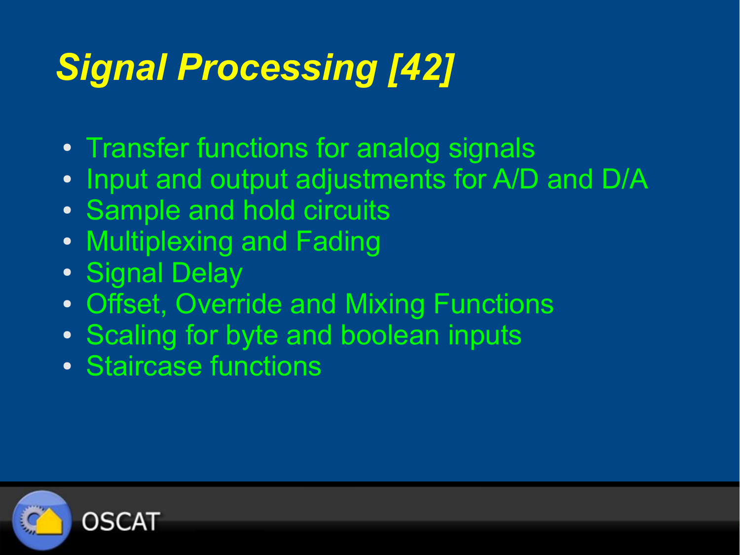# *Signal Processing [42]*

- Transfer functions for analog signals
- Input and output adjustments for A/D and D/A
- Sample and hold circuits
- Multiplexing and Fading
- Signal Delay
- Offset, Override and Mixing Functions
- Scaling for byte and boolean inputs
- Staircase functions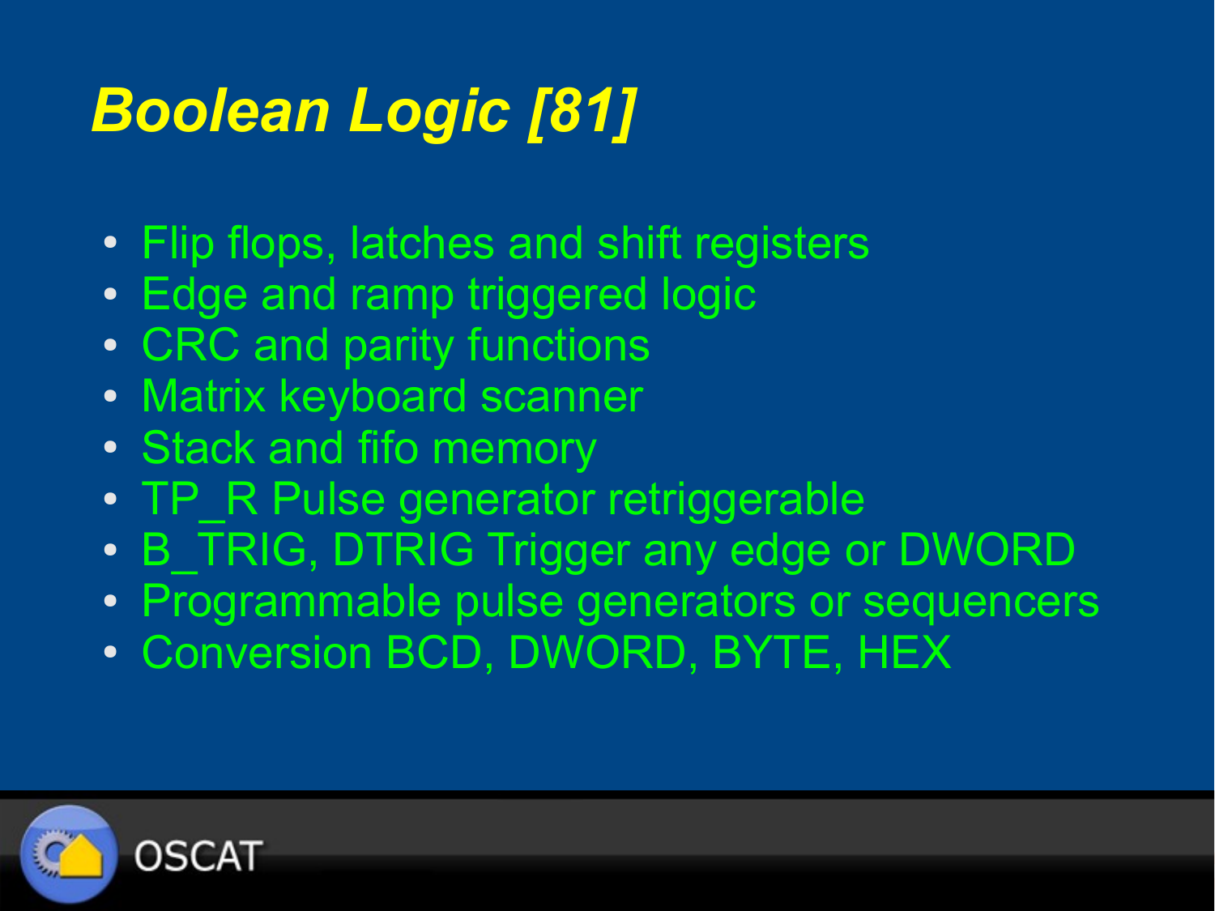# *Boolean Logic [81]*

- Flip flops, latches and shift registers
- Edge and ramp triggered logic
- CRC and parity functions
- Matrix keyboard scanner
- Stack and fifo memory
- TP_R Pulse generator retriggerable
- B_TRIG, DTRIG Trigger any edge or DWORD
- Programmable pulse generators or sequencers
- Conversion BCD, DWORD, BYTE, HEX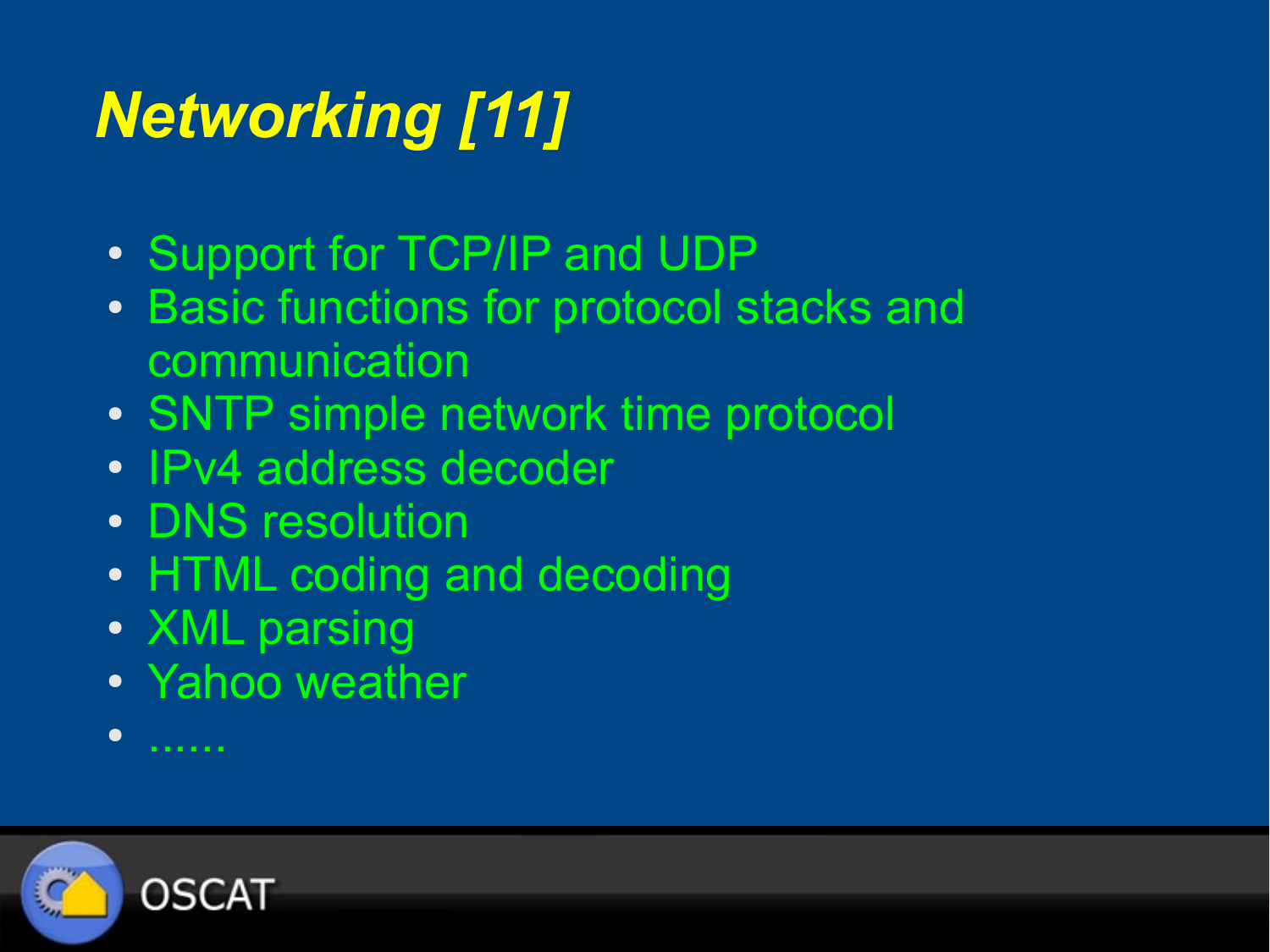# *Networking [11]*

- Support for TCP/IP and UDP
- Basic functions for protocol stacks and communication
- SNTP simple network time protocol
- IPv4 address decoder
- DNS resolution
- HTML coding and decoding
- XML parsing
- Yahoo weather
- ......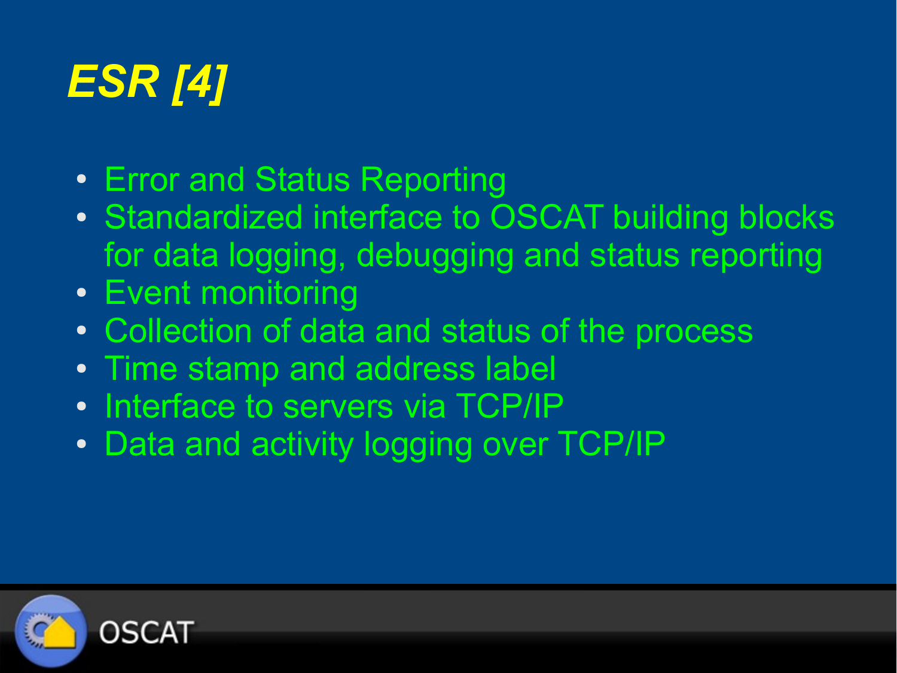# *ESR [4]*

- Error and Status Reporting
- Standardized interface to OSCAT building blocks for data logging, debugging and status reporting
- Event monitoring
- Collection of data and status of the process
- Time stamp and address label
- Interface to servers via TCP/IP
- Data and activity logging over TCP/IP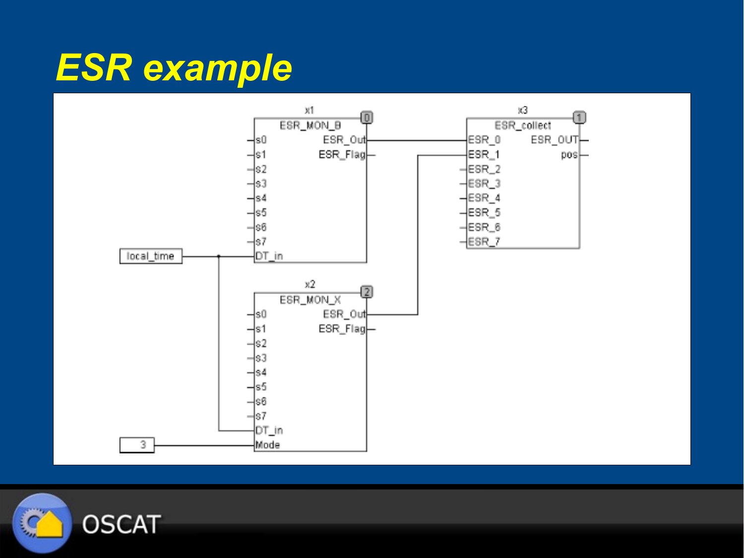# ESR example

x1
ESR_MON_B [0]
s0, s1, s2, s3, s4, s5, s6, s7, DT_in
ESR_Out, ESR_Flag

x3
ESR_collect [1]
ESR_0, ESR_1, ESR_2, ESR_3, ESR_4, ESR_5, ESR_6, ESR_7
ESR_OUT, pos

local_time

x2
ESR_MON_X [2]
s0, s1, s2, s3, s4, s5, s6, s7, DT_in, Mode
ESR_Out, ESR_Flag

3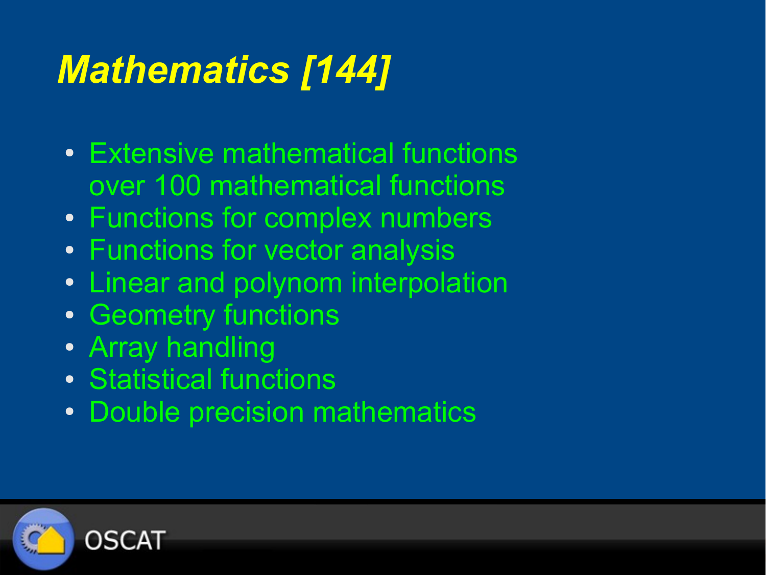# *Mathematics [144]*

- Extensive mathematical functions over 100 mathematical functions
- Functions for complex numbers
- Functions for vector analysis
- Linear and polynom interpolation
- Geometry functions
- Array handling
- Statistical functions
- Double precision mathematics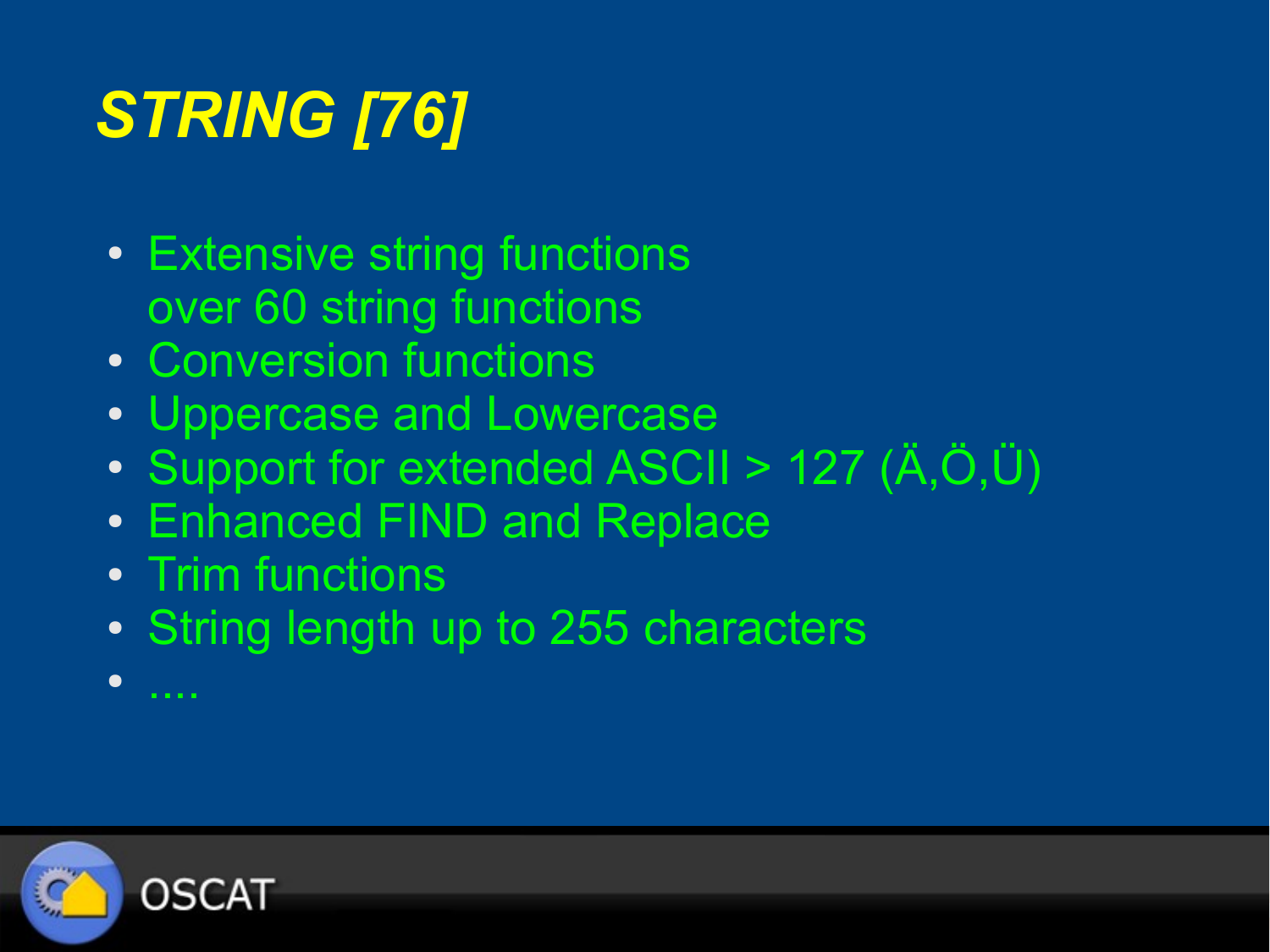# *STRING [76]*

- Extensive string functions
  over 60 string functions
- Conversion functions
- Uppercase and Lowercase
- Support for extended ASCII > 127 (Ä,Ö,Ü)
- Enhanced FIND and Replace
- Trim functions
- String length up to 255 characters
- ....

OSCAT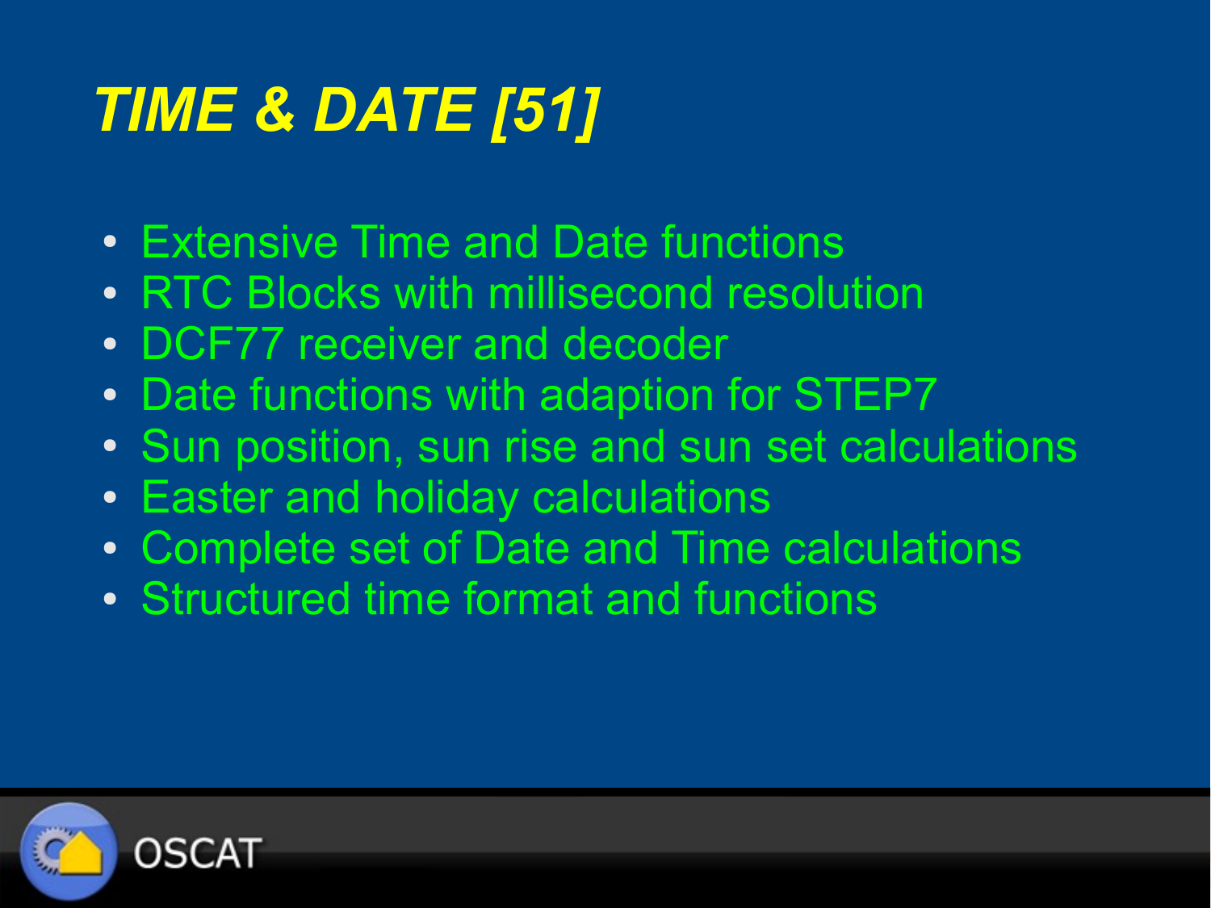# *TIME & DATE [51]*

- Extensive Time and Date functions
- RTC Blocks with millisecond resolution
- DCF77 receiver and decoder
- Date functions with adaption for STEP7
- Sun position, sun rise and sun set calculations
- Easter and holiday calculations
- Complete set of Date and Time calculations
- Structured time format and functions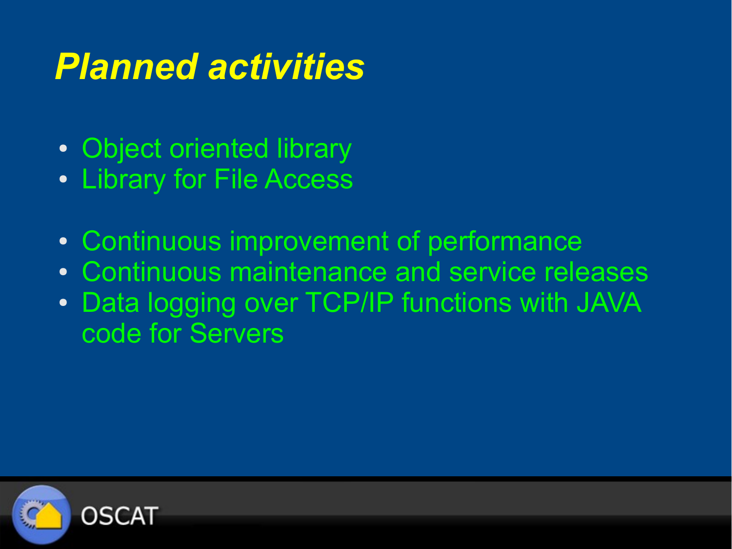# *Planned activities*

- Object oriented library
- Library for File Access

- Continuous improvement of performance
- Continuous maintenance and service releases
- Data logging over TCP/IP functions with JAVA code for Servers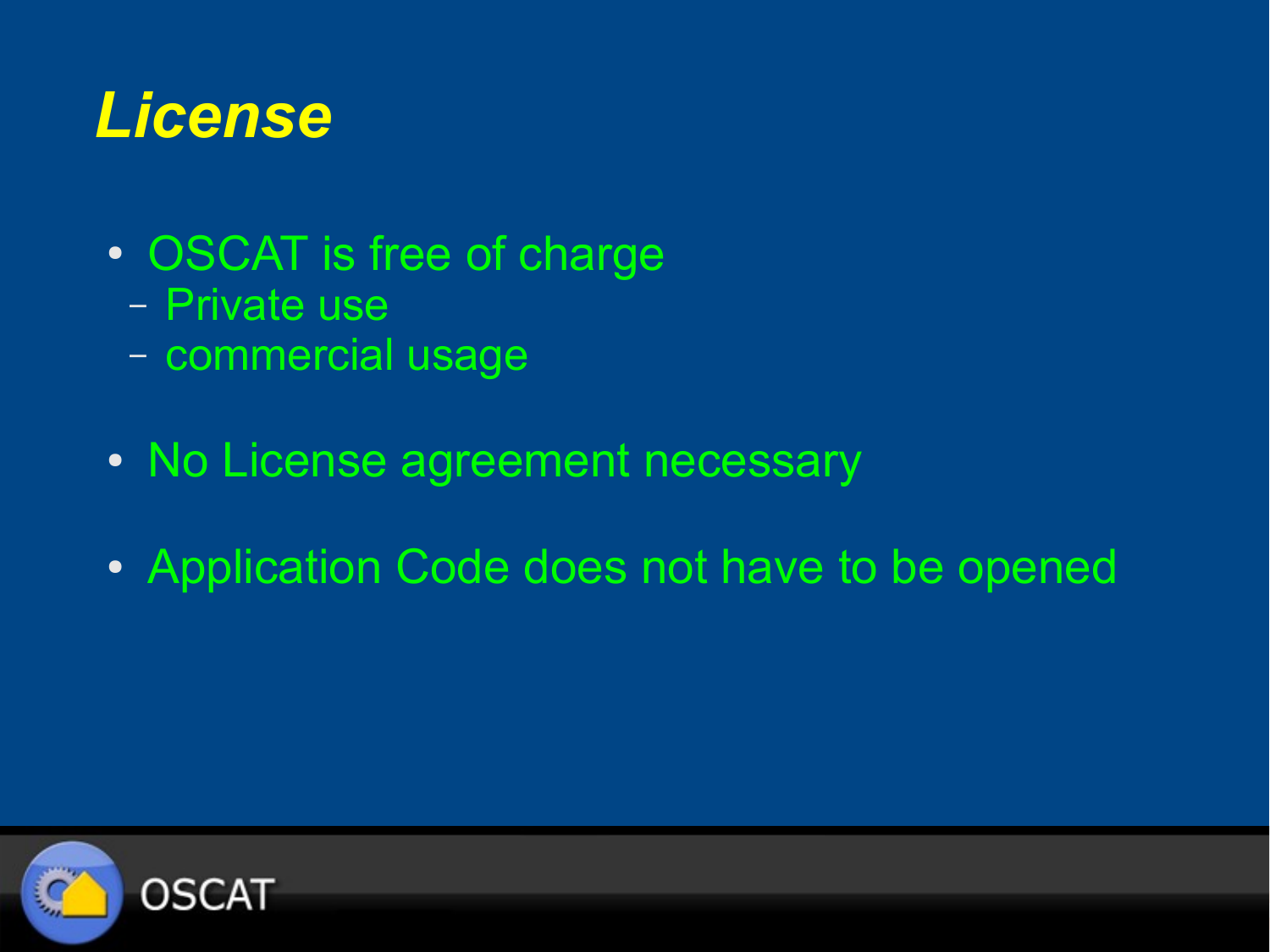# *License*

- OSCAT is free of charge
  - Private use
  - commercial usage
- No License agreement necessary
- Application Code does not have to be opened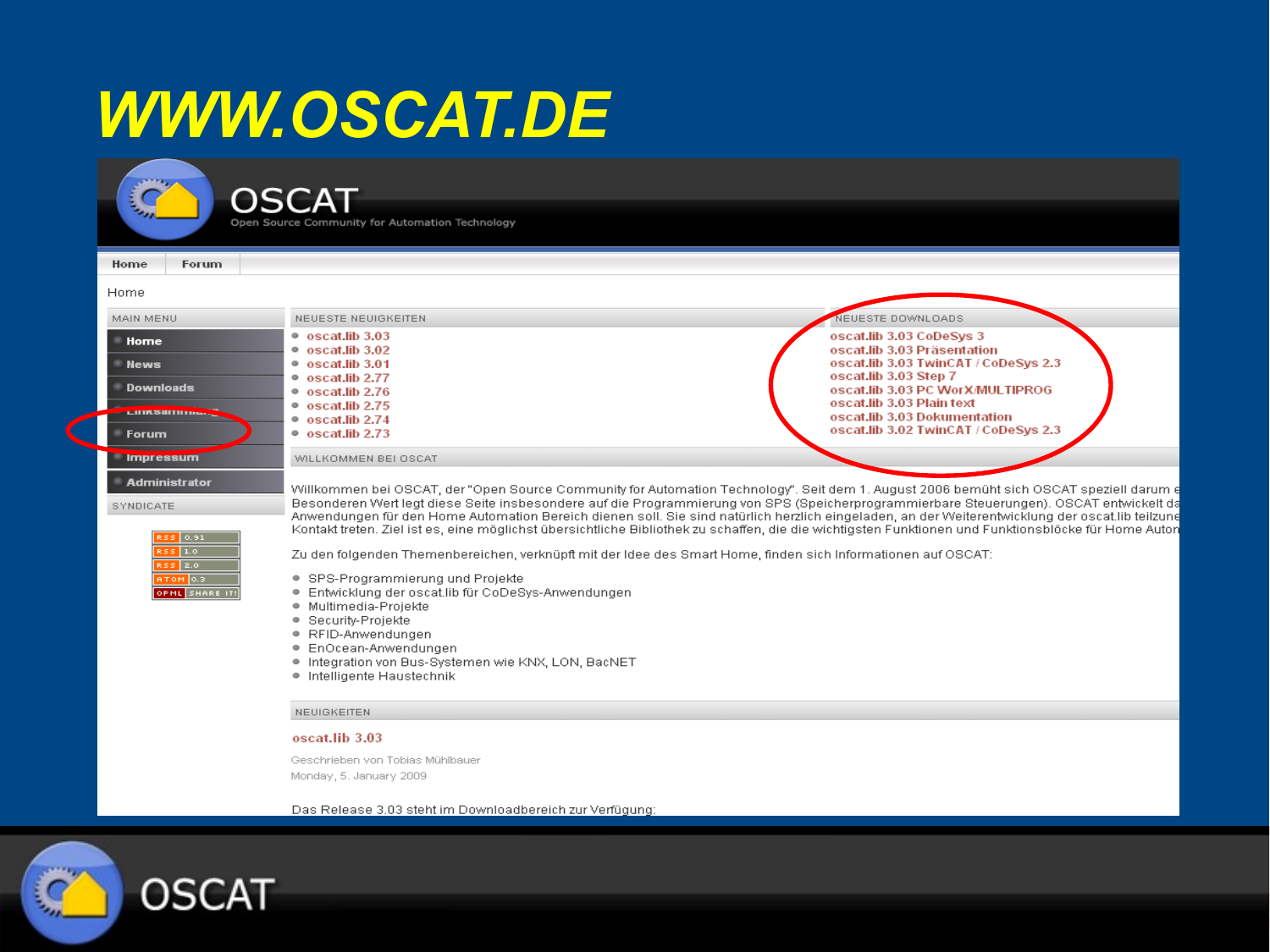# WWW.OSCAT.DE

**OSCAT**
Open Source Community for Automation Technology

Home | Forum

Home

**MAIN MENU**

- Home
- News
- Downloads
- Linksammlung
- Forum
- Impressum
- Administrator

**SYNDICATE**

- RSS 0.91
- RSS 1.0
- RSS 2.0
- ATOM 0.3
- OPML SHARE IT!

**NEUESTE NEUIGKEITEN**

- oscat.lib 3.03
- oscat.lib 3.02
- oscat.lib 3.01
- oscat.lib 2.77
- oscat.lib 2.76
- oscat.lib 2.75
- oscat.lib 2.74
- oscat.lib 2.73

**NEUESTE DOWNLOADS**

- oscat.lib 3.03 CoDeSys 3
- oscat.lib 3.03 Präsentation
- oscat.lib 3.03 TwinCAT / CoDeSys 2.3
- oscat.lib 3.03 Step 7
- oscat.lib 3.03 PC WorX/MULTIPROG
- oscat.lib 3.03 Plain text
- oscat.lib 3.03 Dokumentation
- oscat.lib 3.02 TwinCAT / CoDeSys 2.3

**WILLKOMMEN BEI OSCAT**

Willkommen bei OSCAT, der "Open Source Community for Automation Technology". Seit dem 1. August 2006 bemüht sich OSCAT speziell darum e Besonderen Wert legt diese Seite insbesondere auf die Programmierung von SPS (Speicherprogrammierbare Steuerungen). OSCAT entwickelt da Anwendungen für den Home Automation Bereich dienen soll. Sie sind natürlich herzlich eingeladen, an der Weiterentwicklung der oscat.lib teilzune Kontakt treten. Ziel ist es, eine möglichst übersichtliche Bibliothek zu schaffen, die die wichtigsten Funktionen und Funktionsblöcke für Home Auton

Zu den folgenden Themenbereichen, verknüpft mit der Idee des Smart Home, finden sich Informationen auf OSCAT:

- SPS-Programmierung und Projekte
- Entwicklung der oscat.lib für CoDeSys-Anwendungen
- Multimedia-Projekte
- Security-Projekte
- RFID-Anwendungen
- EnOcean-Anwendungen
- Integration von Bus-Systemen wie KNX, LON, BacNET
- Intelligente Haustechnik

**NEUIGKEITEN**

oscat.lib 3.03

Geschrieben von Tobias Mühlbauer
Monday, 5. January 2009

Das Release 3.03 steht im Downloadbereich zur Verfügung: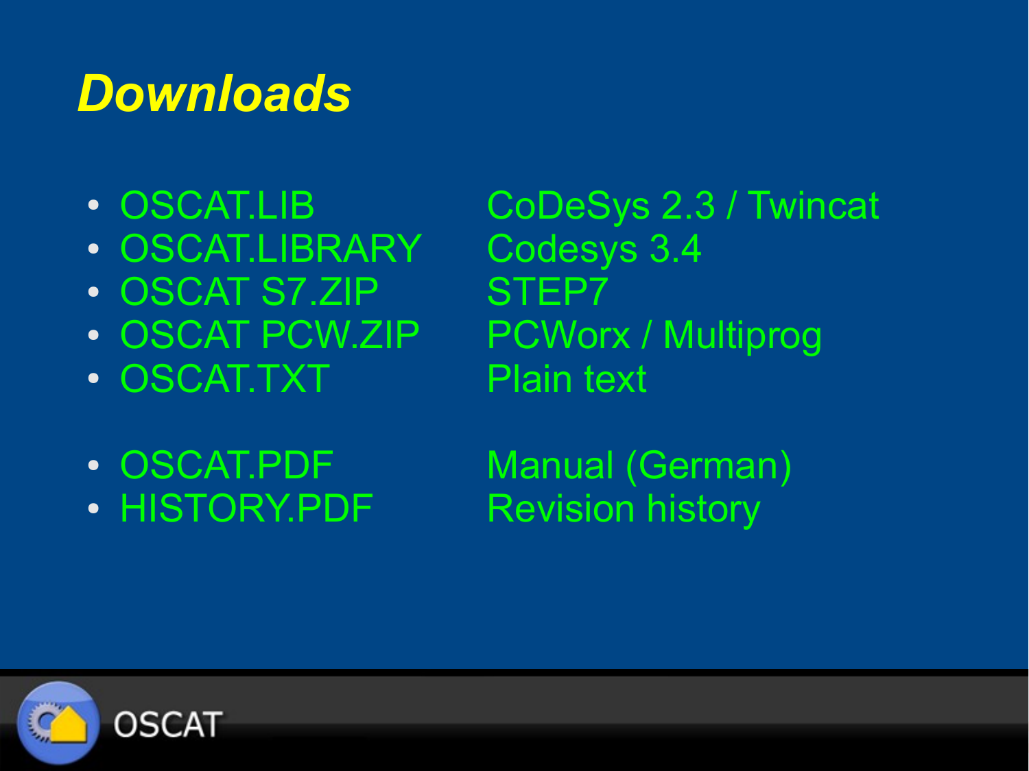# *Downloads*

| | |
|---|---|
| OSCAT.LIB | CoDeSys 2.3 / Twincat |
| OSCAT.LIBRARY | Codesys 3.4 |
| OSCAT S7.ZIP | STEP7 |
| OSCAT PCW.ZIP | PCWorx / Multiprog |
| OSCAT.TXT | Plain text |
| OSCAT.PDF | Manual (German) |
| HISTORY.PDF | Revision history |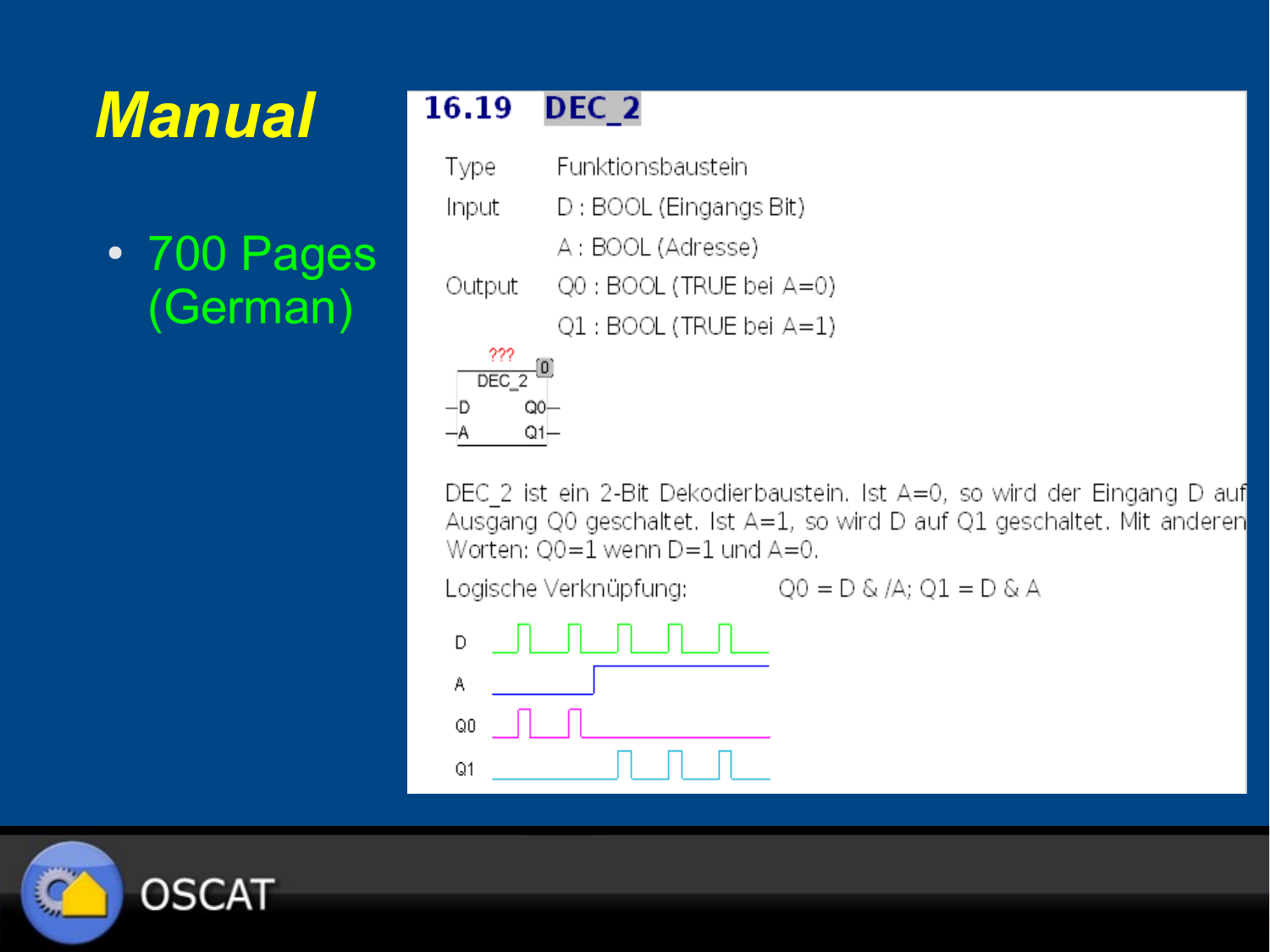# Manual

- 700 Pages (German)

## 16.19 DEC_2

| | |
|---|---|
| Type | Funktionsbaustein |
| Input | D : BOOL (Eingangs Bit) |
| | A : BOOL (Adresse) |
| Output | Q0 : BOOL (TRUE bei A=0) |
| | Q1 : BOOL (TRUE bei A=1) |

DEC_2 ist ein 2-Bit Dekodierbaustein. Ist A=0, so wird der Eingang D auf Ausgang Q0 geschaltet. Ist A=1, so wird D auf Q1 geschaltet. Mit anderen Worten: Q0=1 wenn D=1 und A=0.

Logische Verknüpfung: Q0 = D & /A; Q1 = D & A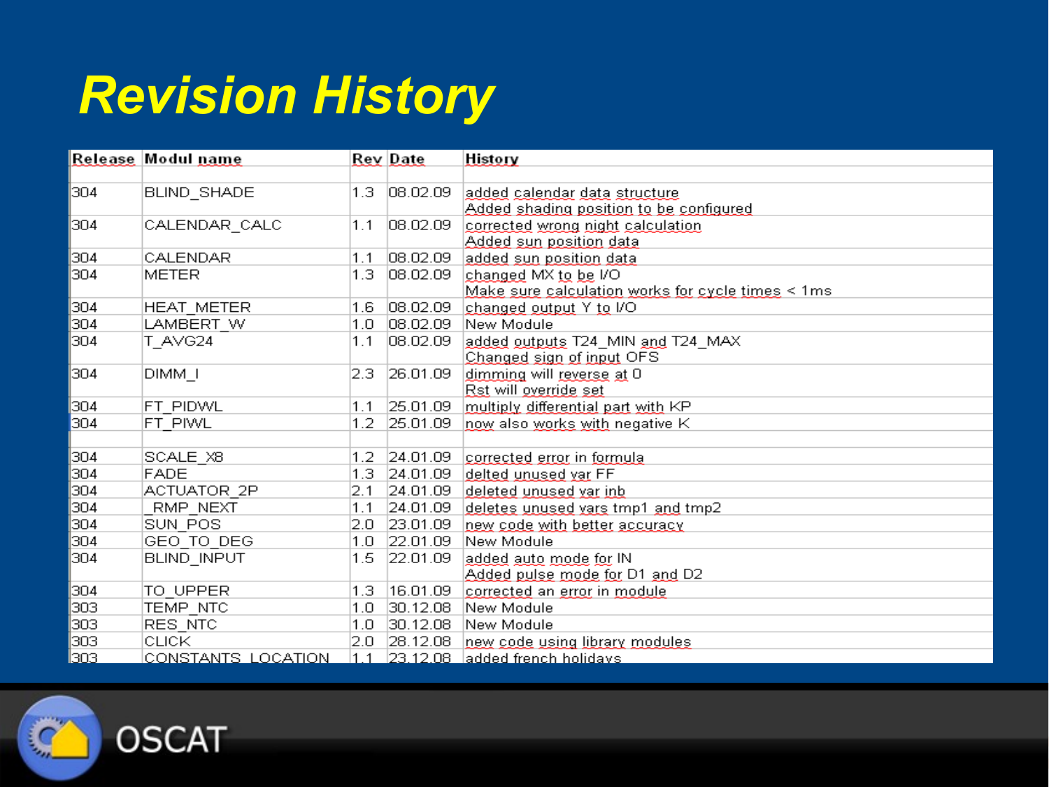# Revision History

| Release | Modul name | Rev | Date | History |
|---|---|---|---|---|
| | | | | |
| 304 | BLIND_SHADE | 1.3 | 08.02.09 | added calendar data structure<br>Added shading position to be configured |
| 304 | CALENDAR_CALC | 1.1 | 08.02.09 | corrected wrong night calculation<br>Added sun position data |
| 304 | CALENDAR | 1.1 | 08.02.09 | added sun position data |
| 304 | METER | 1.3 | 08.02.09 | changed MX to be I/O<br>Make sure calculation works for cycle times < 1ms |
| 304 | HEAT_METER | 1.6 | 08.02.09 | changed output Y to I/O |
| 304 | LAMBERT_W | 1.0 | 08.02.09 | New Module |
| 304 | T_AVG24 | 1.1 | 08.02.09 | added outputs T24_MIN and T24_MAX<br>Changed sign of input OFS |
| 304 | DIMM_I | 2.3 | 26.01.09 | dimming will reverse at 0<br>Rst will override set |
| 304 | FT_PIDWL | 1.1 | 25.01.09 | multiply differential part with KP |
| 304 | FT_PIWL | 1.2 | 25.01.09 | now also works with negative K |
| | | | | |
| 304 | SCALE_X8 | 1.2 | 24.01.09 | corrected error in formula |
| 304 | FADE | 1.3 | 24.01.09 | delted unused var FF |
| 304 | ACTUATOR_2P | 2.1 | 24.01.09 | deleted unused var inb |
| 304 | _RMP_NEXT | 1.1 | 24.01.09 | deletes unused vars tmp1 and tmp2 |
| 304 | SUN_POS | 2.0 | 23.01.09 | new code with better accuracy |
| 304 | GEO_TO_DEG | 1.0 | 22.01.09 | New Module |
| 304 | BLIND_INPUT | 1.5 | 22.01.09 | added auto mode for IN<br>Added pulse mode for D1 and D2 |
| 304 | TO_UPPER | 1.3 | 16.01.09 | corrected an error in module |
| 303 | TEMP_NTC | 1.0 | 30.12.08 | New Module |
| 303 | RES_NTC | 1.0 | 30.12.08 | New Module |
| 303 | CLICK | 2.0 | 28.12.08 | new code using library modules |
| 303 | CONSTANTS_LOCATION | 1.1 | 23.12.08 | added french holidays |

OSCAT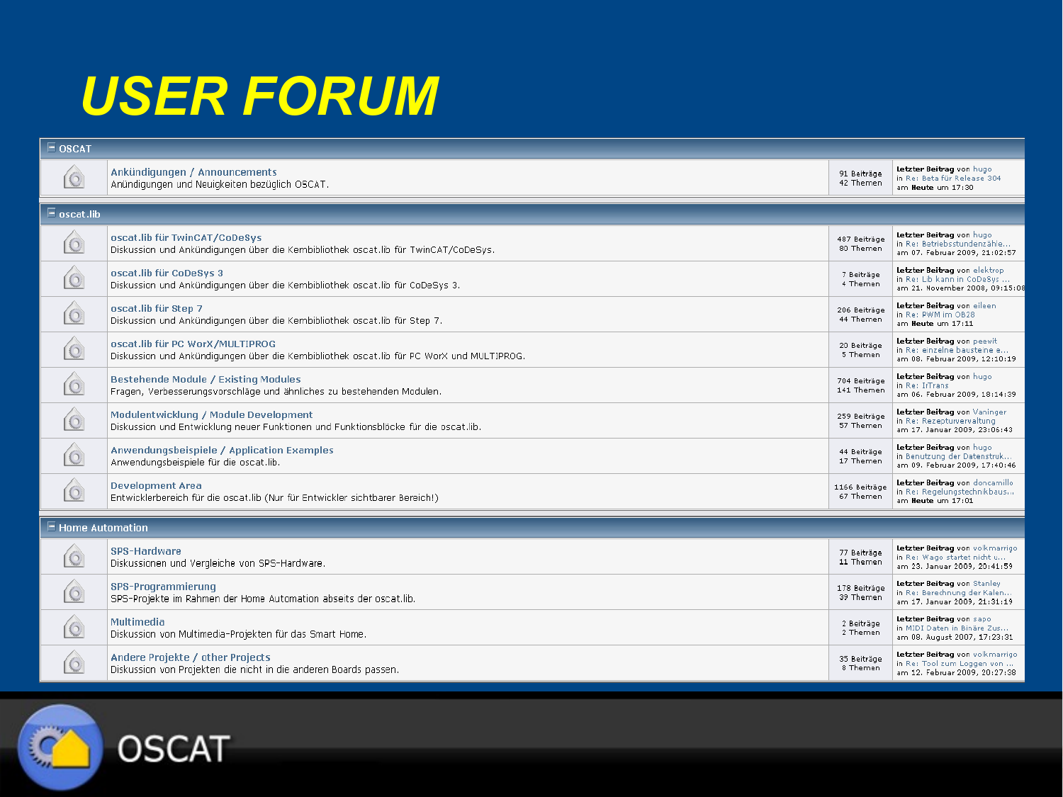# USER FORUM

| Forum | Beiträge / Themen | Letzter Beitrag |
|---|---|---|
| **OSCAT** | | |
| Ankündigungen / Announcements<br>Anündigungen und Neuigkeiten bezüglich OSCAT. | 91 Beiträge<br>42 Themen | letzter Beitrag von hugo<br>in Re: Beta für Release 304<br>am Heute um 17:30 |
| **oscat.lib** | | |
| oscat.lib für TwinCAT/CoDeSys<br>Diskussion und Ankündigungen über die Kernbibliothek oscat.lib für TwinCAT/CoDeSys. | 487 Beiträge<br>80 Themen | letzter Beitrag von hugo<br>in Re: Betriebsstundenzähle...<br>am 07. Februar 2009, 21:02:57 |
| oscat.lib für CoDeSys 3<br>Diskussion und Ankündigungen über die Kernbibliothek oscat.lib für CoDeSys 3. | 7 Beiträge<br>4 Themen | letzter Beitrag von elektrop<br>in Re: Lib kann in CoDeSys ...<br>am 21. November 2008, 09:15:08 |
| oscat.lib für Step 7<br>Diskussion und Ankündigungen über die Kernbibliothek oscat.lib für Step 7. | 206 Beiträge<br>44 Themen | letzter Beitrag von eileen<br>in Re: PWM im OB28<br>am Heute um 17:11 |
| oscat.lib für PC WorX/MULTIPROG<br>Diskussion und Ankündigungen über die Kernbibliothek oscat.lib für PC WorX und MULTIPROG. | 20 Beiträge<br>5 Themen | letzter Beitrag von peewit<br>in Re: einzelne bausteine e...<br>am 08. Februar 2009, 12:10:19 |
| Bestehende Module / Existing Modules<br>Fragen, Verbesserungsvorschläge und ähnliches zu bestehenden Modulen. | 704 Beiträge<br>141 Themen | letzter Beitrag von hugo<br>in Re: IrTrans<br>am 06. Februar 2009, 18:14:39 |
| Modulentwicklung / Module Development<br>Diskussion und Entwicklung neuer Funktionen und Funktionsblöcke für die oscat.lib. | 259 Beiträge<br>57 Themen | letzter Beitrag von Vaninger<br>in Re: Rezeptuverwaltung<br>am 17. Januar 2009, 23:06:43 |
| Anwendungsbeispiele / Application Examples<br>Anwendungsbeispiele für die oscat.lib. | 44 Beiträge<br>17 Themen | letzter Beitrag von hugo<br>in Benutzung der Datenstruk...<br>am 09. Februar 2009, 17:40:46 |
| Development Area<br>Entwicklerbereich für die oscat.lib (Nur für Entwickler sichtbarer Bereich!) | 1166 Beiträge<br>67 Themen | letzter Beitrag von doncamillo<br>in Re: Regelungstechnikbaus...<br>am Heute um 17:01 |
| **Home Automation** | | |
| SPS-Hardware<br>Diskussionen und Vergleiche von SPS-Hardware. | 77 Beiträge<br>11 Themen | letzter Beitrag von volkmarrigo<br>in Re: Wago startet nicht u...<br>am 23. Januar 2009, 20:41:59 |
| SPS-Programmierung<br>SPS-Projekte im Rahmen der Home Automation abseits der oscat.lib. | 178 Beiträge<br>39 Themen | letzter Beitrag von Stanley<br>in Re: Berechnung der Kalen...<br>am 17. Januar 2009, 21:31:19 |
| Multimedia<br>Diskussion von Multimedia-Projekten für das Smart Home. | 2 Beiträge<br>2 Themen | letzter Beitrag von sapo<br>in MIDI Daten in Binäre Zus...<br>am 08. August 2007, 17:23:31 |
| Andere Projekte / other Projects<br>Diskussion von Projekten die nicht in die anderen Boards passen. | 35 Beiträge<br>8 Themen | letzter Beitrag von volkmarrigo<br>in Re: Tool zum Loggen von ...<br>am 12. Februar 2009, 20:27:38 |

OSCAT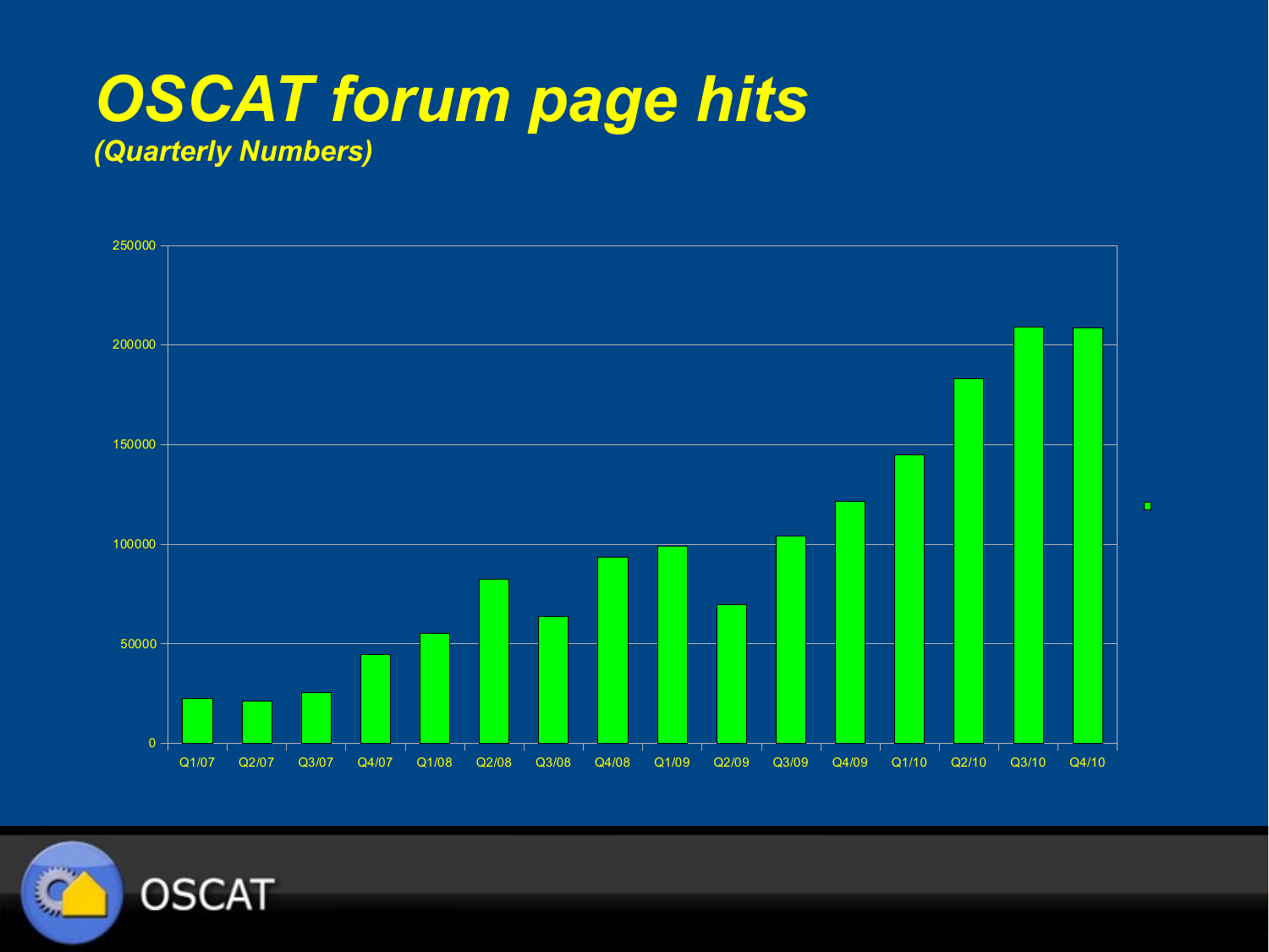# OSCAT forum page hits

*(Quarterly Numbers)*

250000
200000
150000
100000
50000
0

Q1/07 Q2/07 Q3/07 Q4/07 Q1/08 Q2/08 Q3/08 Q4/08 Q1/09 Q2/09 Q3/09 Q4/09 Q1/10 Q2/10 Q3/10 Q4/10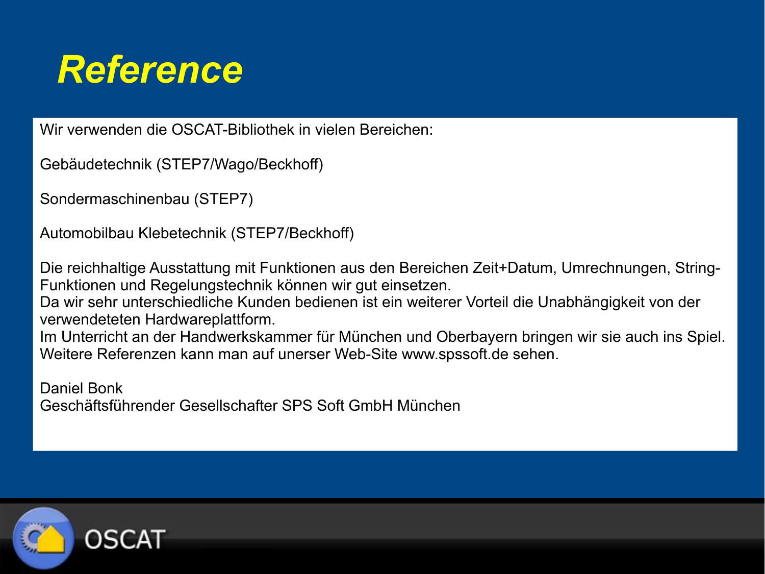# Reference

Wir verwenden die OSCAT-Bibliothek in vielen Bereichen:

Gebäudetechnik (STEP7/Wago/Beckhoff)

Sondermaschinenbau (STEP7)

Automobilbau Klebetechnik (STEP7/Beckhoff)

Die reichhaltige Ausstattung mit Funktionen aus den Bereichen Zeit+Datum, Umrechnungen, String-Funktionen und Regelungstechnik können wir gut einsetzen.
Da wir sehr unterschiedliche Kunden bedienen ist ein weiterer Vorteil die Unabhängigkeit von der verwendeteten Hardwareplattform.
Im Unterricht an der Handwerkskammer für München und Oberbayern bringen wir sie auch ins Spiel.
Weitere Referenzen kann man auf unerser Web-Site www.spssoft.de sehen.

Daniel Bonk
Geschäftsführender Gesellschafter SPS Soft GmbH München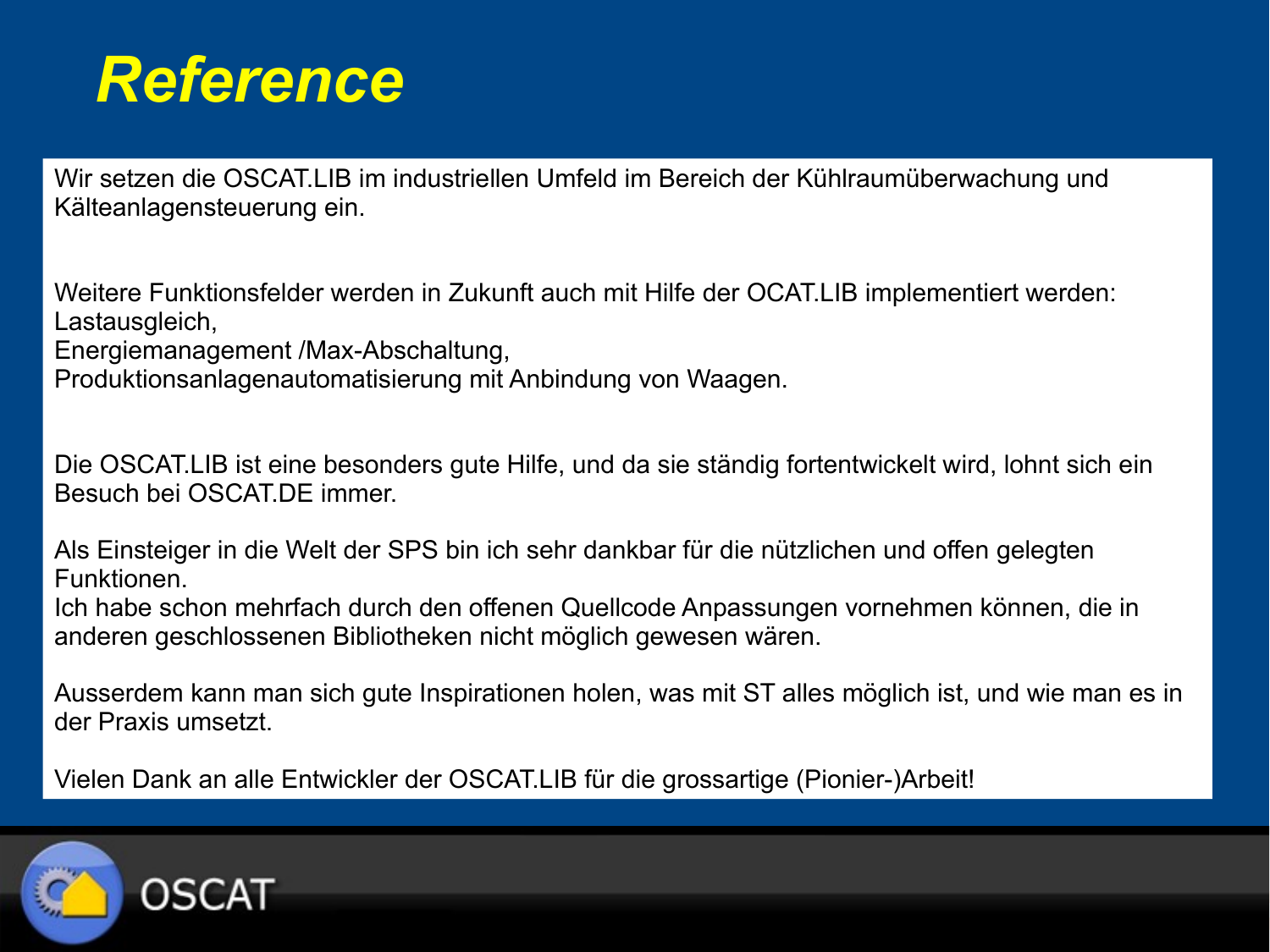# Reference

Wir setzen die OSCAT.LIB im industriellen Umfeld im Bereich der Kühlraumüberwachung und Kälteanlagensteuerung ein.

Weitere Funktionsfelder werden in Zukunft auch mit Hilfe der OCAT.LIB implementiert werden:
Lastausgleich,
Energiemanagement /Max-Abschaltung,
Produktionsanlagenautomatisierung mit Anbindung von Waagen.

Die OSCAT.LIB ist eine besonders gute Hilfe, und da sie ständig fortentwickelt wird, lohnt sich ein Besuch bei OSCAT.DE immer.

Als Einsteiger in die Welt der SPS bin ich sehr dankbar für die nützlichen und offen gelegten Funktionen.
Ich habe schon mehrfach durch den offenen Quellcode Anpassungen vornehmen können, die in anderen geschlossenen Bibliotheken nicht möglich gewesen wären.

Ausserdem kann man sich gute Inspirationen holen, was mit ST alles möglich ist, und wie man es in der Praxis umsetzt.

Vielen Dank an alle Entwickler der OSCAT.LIB für die grossartige (Pionier-)Arbeit!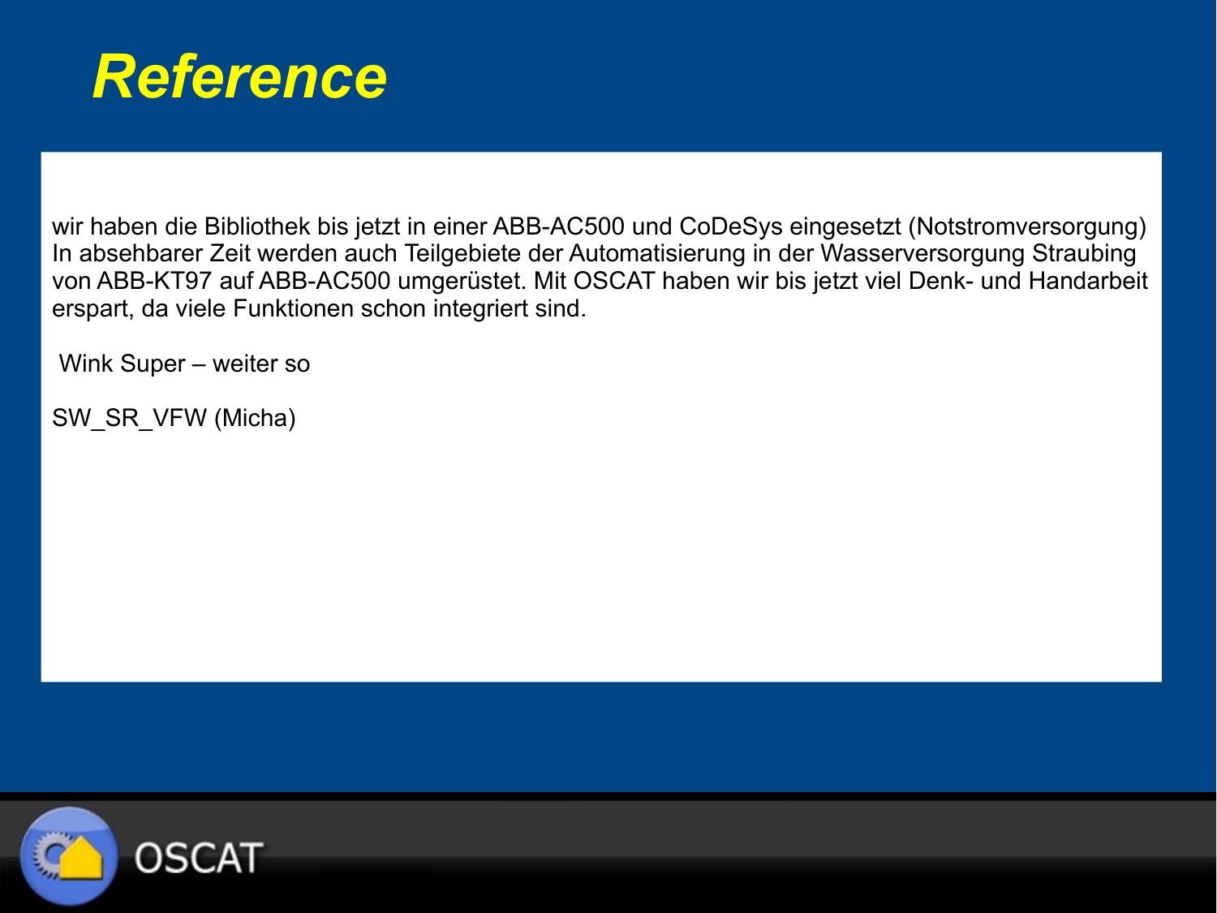# Reference

wir haben die Bibliothek bis jetzt in einer ABB-AC500 und CoDeSys eingesetzt (Notstromversorgung) In absehbarer Zeit werden auch Teilgebiete der Automatisierung in der Wasserversorgung Straubing von ABB-KT97 auf ABB-AC500 umgerüstet. Mit OSCAT haben wir bis jetzt viel Denk- und Handarbeit erspart, da viele Funktionen schon integriert sind.

Wink Super – weiter so

SW_SR_VFW (Micha)